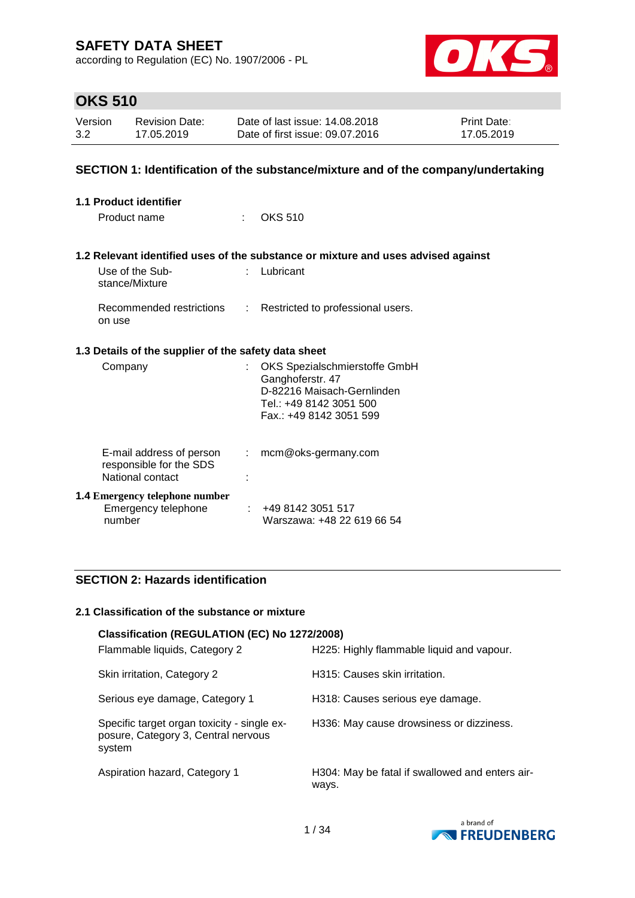# SAFETY DATA SHEET

according to Regulation (EC) No. 1907/2006 - PL

## OKS 510

| Version | Revision Date: | Date of last issue: 14.08.2018 | Print Date: |
|---|---|---|---|
| 3.2 | 17.05.2019 | Date of first issue: 09.07.2016 | 17.05.2019 |

## SECTION 1: Identification of the substance/mixture and of the company/undertaking

### 1.1 Product identifier

| | | |
|---|---|---|
| Product name | : | OKS 510 |

### 1.2 Relevant identified uses of the substance or mixture and uses advised against

| | | |
|---|---|---|
| Use of the Substance/Mixture | : | Lubricant |
| Recommended restrictions on use | : | Restricted to professional users. |

### 1.3 Details of the supplier of the safety data sheet

| | | |
|---|---|---|
| Company | : | OKS Spezialschmierstoffe GmbH<br>Ganghoferstr. 47<br>D-82216 Maisach-Gernlinden<br>Tel.: +49 8142 3051 500<br>Fax.: +49 8142 3051 599 |
| E-mail address of person responsible for the SDS | : | mcm@oks-germany.com |
| National contact | : | |

### 1.4 Emergency telephone number

| | | |
|---|---|---|
| Emergency telephone number | : | +49 8142 3051 517<br>Warszawa: +48 22 619 66 54 |

## SECTION 2: Hazards identification

### 2.1 Classification of the substance or mixture

**Classification (REGULATION (EC) No 1272/2008)**

| | |
|---|---|
| Flammable liquids, Category 2 | H225: Highly flammable liquid and vapour. |
| Skin irritation, Category 2 | H315: Causes skin irritation. |
| Serious eye damage, Category 1 | H318: Causes serious eye damage. |
| Specific target organ toxicity - single exposure, Category 3, Central nervous system | H336: May cause drowsiness or dizziness. |
| Aspiration hazard, Category 1 | H304: May be fatal if swallowed and enters airways. |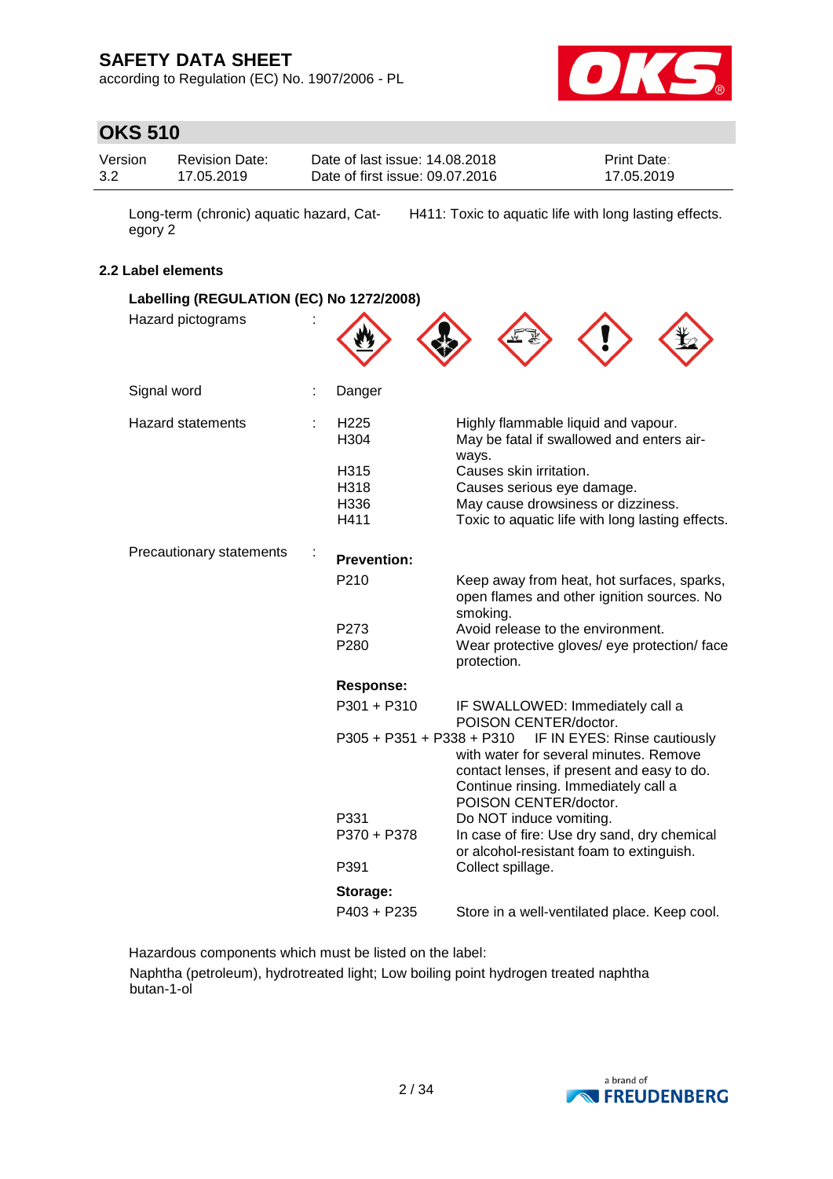Long-term (chronic) aquatic hazard, Category 2 — H411: Toxic to aquatic life with long lasting effects.

### 2.2 Label elements

**Labelling (REGULATION (EC) No 1272/2008)**

Hazard pictograms :

Signal word : Danger

Hazard statements :

| | |
|---|---|
| H225 | Highly flammable liquid and vapour. |
| H304 | May be fatal if swallowed and enters airways. |
| H315 | Causes skin irritation. |
| H318 | Causes serious eye damage. |
| H336 | May cause drowsiness or dizziness. |
| H411 | Toxic to aquatic life with long lasting effects. |

Precautionary statements :

**Prevention:**

| | |
|---|---|
| P210 | Keep away from heat, hot surfaces, sparks, open flames and other ignition sources. No smoking. |
| P273 | Avoid release to the environment. |
| P280 | Wear protective gloves/ eye protection/ face protection. |

**Response:**

| | |
|---|---|
| P301 + P310 | IF SWALLOWED: Immediately call a POISON CENTER/doctor. |
| P305 + P351 + P338 + P310 | IF IN EYES: Rinse cautiously with water for several minutes. Remove contact lenses, if present and easy to do. Continue rinsing. Immediately call a POISON CENTER/doctor. |
| P331 | Do NOT induce vomiting. |
| P370 + P378 | In case of fire: Use dry sand, dry chemical or alcohol-resistant foam to extinguish. |
| P391 | Collect spillage. |

**Storage:**

| | |
|---|---|
| P403 + P235 | Store in a well-ventilated place. Keep cool. |

Hazardous components which must be listed on the label:

Naphtha (petroleum), hydrotreated light; Low boiling point hydrogen treated naphtha
butan-1-ol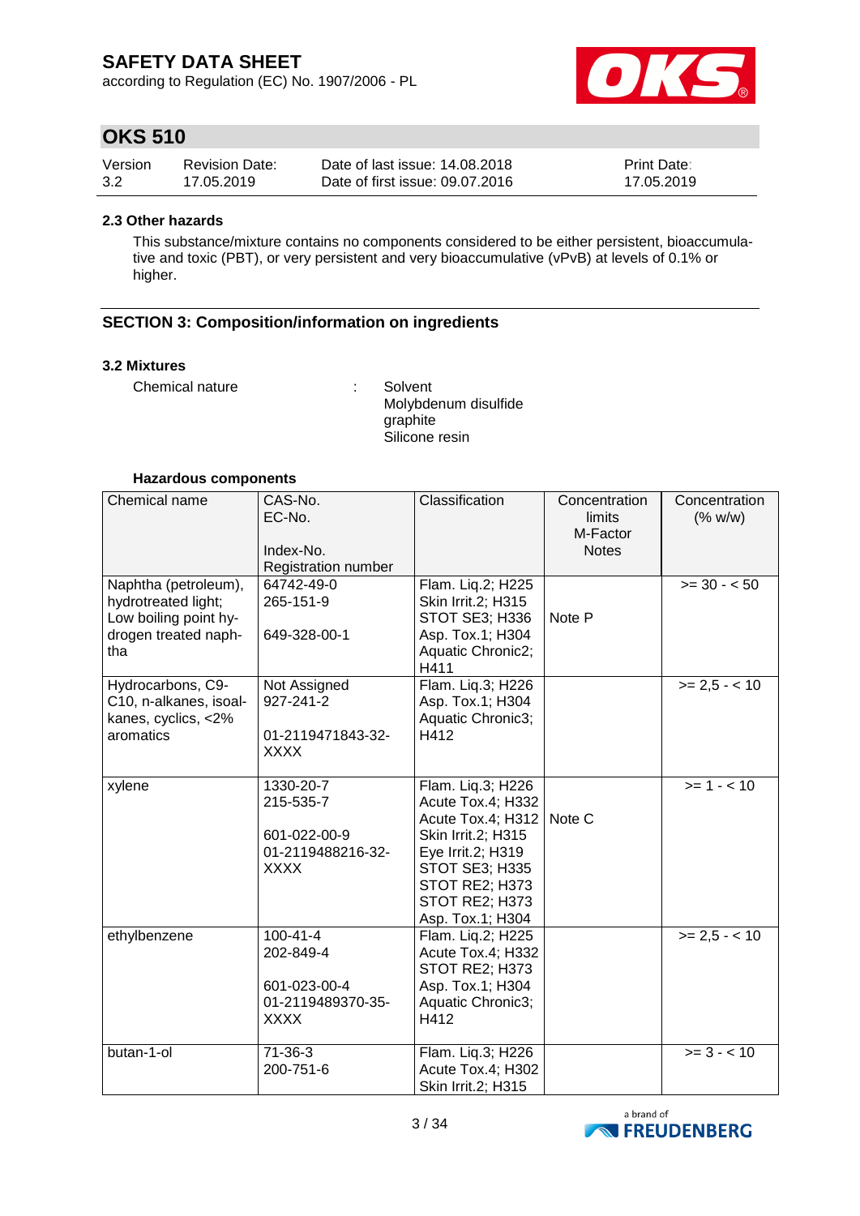### 2.3 Other hazards

This substance/mixture contains no components considered to be either persistent, bioaccumulative and toxic (PBT), or very persistent and very bioaccumulative (vPvB) at levels of 0.1% or higher.

## SECTION 3: Composition/information on ingredients

### 3.2 Mixtures

Chemical nature : Solvent
Molybdenum disulfide
graphite
Silicone resin

**Hazardous components**

| Chemical name | CAS-No.<br>EC-No.<br><br>Index-No.<br>Registration number | Classification | Concentration limits<br>M-Factor<br>Notes | Concentration (% w/w) |
|---|---|---|---|---|
| Naphtha (petroleum), hydrotreated light; Low boiling point hydrogen treated naphtha | 64742-49-0<br>265-151-9<br><br>649-328-00-1 | Flam. Liq.2; H225<br>Skin Irrit.2; H315<br>STOT SE3; H336<br>Asp. Tox.1; H304<br>Aquatic Chronic2; H411 | Note P | >= 30 - < 50 |
| Hydrocarbons, C9-C10, n-alkanes, isoalkanes, cyclics, <2% aromatics | Not Assigned<br>927-241-2<br><br>01-2119471843-32-XXXX | Flam. Liq.3; H226<br>Asp. Tox.1; H304<br>Aquatic Chronic3; H412 | | >= 2,5 - < 10 |
| xylene | 1330-20-7<br>215-535-7<br><br>601-022-00-9<br>01-2119488216-32-XXXX | Flam. Liq.3; H226<br>Acute Tox.4; H332<br>Acute Tox.4; H312<br>Skin Irrit.2; H315<br>Eye Irrit.2; H319<br>STOT SE3; H335<br>STOT RE2; H373<br>STOT RE2; H373<br>Asp. Tox.1; H304 | Note C | >= 1 - < 10 |
| ethylbenzene | 100-41-4<br>202-849-4<br><br>601-023-00-4<br>01-2119489370-35-XXXX | Flam. Liq.2; H225<br>Acute Tox.4; H332<br>STOT RE2; H373<br>Asp. Tox.1; H304<br>Aquatic Chronic3; H412 | | >= 2,5 - < 10 |
| butan-1-ol | 71-36-3<br>200-751-6 | Flam. Liq.3; H226<br>Acute Tox.4; H302<br>Skin Irrit.2; H315 | | >= 3 - < 10 |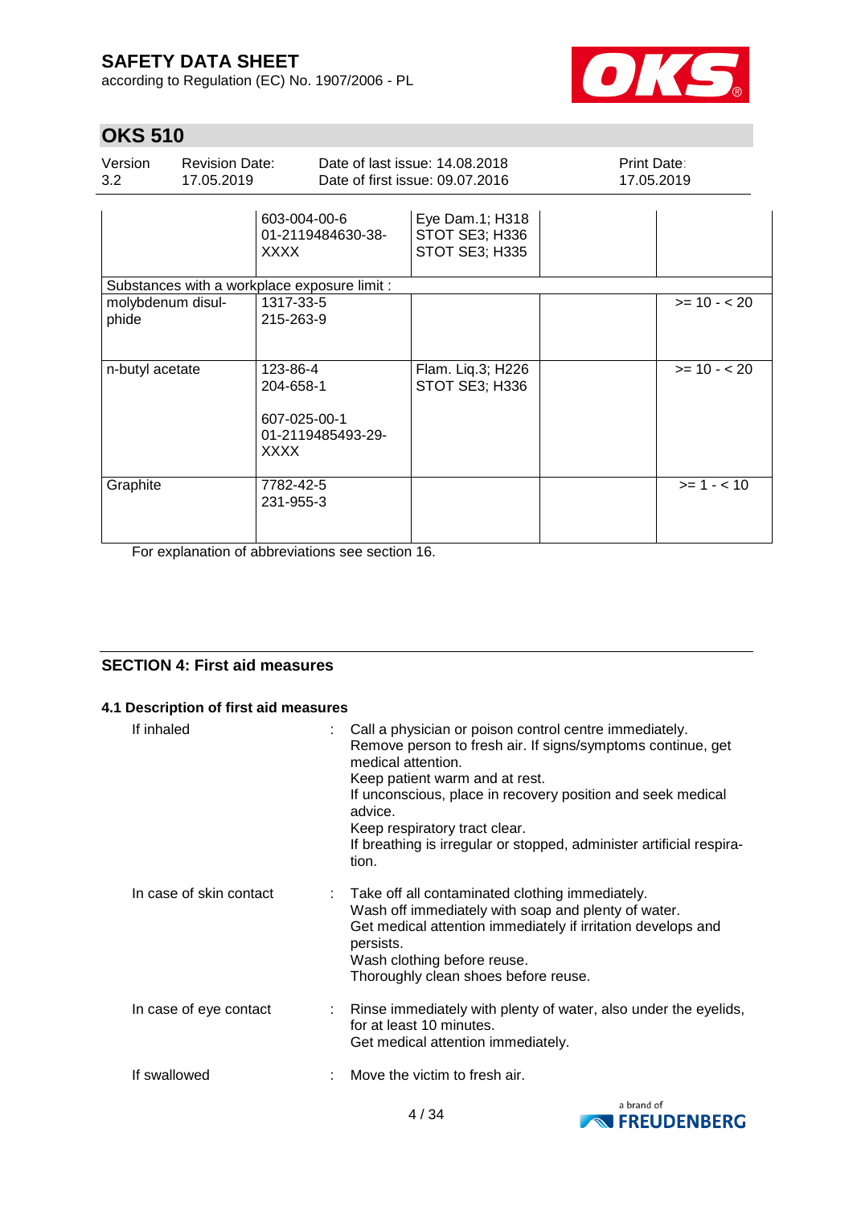| | | | | |
|---|---|---|---|---|
| | 603-004-00-6<br>01-2119484630-38-XXXX | Eye Dam.1; H318<br>STOT SE3; H336<br>STOT SE3; H335 | | |
| Substances with a workplace exposure limit : | | | | |
| molybdenum disulphide | 1317-33-5<br>215-263-9 | | | >= 10 - < 20 |
| n-butyl acetate | 123-86-4<br>204-658-1<br><br>607-025-00-1<br>01-2119485493-29-XXXX | Flam. Liq.3; H226<br>STOT SE3; H336 | | >= 10 - < 20 |
| Graphite | 7782-42-5<br>231-955-3 | | | >= 1 - < 10 |

For explanation of abbreviations see section 16.

## SECTION 4: First aid measures

### 4.1 Description of first aid measures

If inhaled : Call a physician or poison control centre immediately.
Remove person to fresh air. If signs/symptoms continue, get medical attention.
Keep patient warm and at rest.
If unconscious, place in recovery position and seek medical advice.
Keep respiratory tract clear.
If breathing is irregular or stopped, administer artificial respiration.

In case of skin contact : Take off all contaminated clothing immediately.
Wash off immediately with soap and plenty of water.
Get medical attention immediately if irritation develops and persists.
Wash clothing before reuse.
Thoroughly clean shoes before reuse.

In case of eye contact : Rinse immediately with plenty of water, also under the eyelids, for at least 10 minutes.
Get medical attention immediately.

If swallowed : Move the victim to fresh air.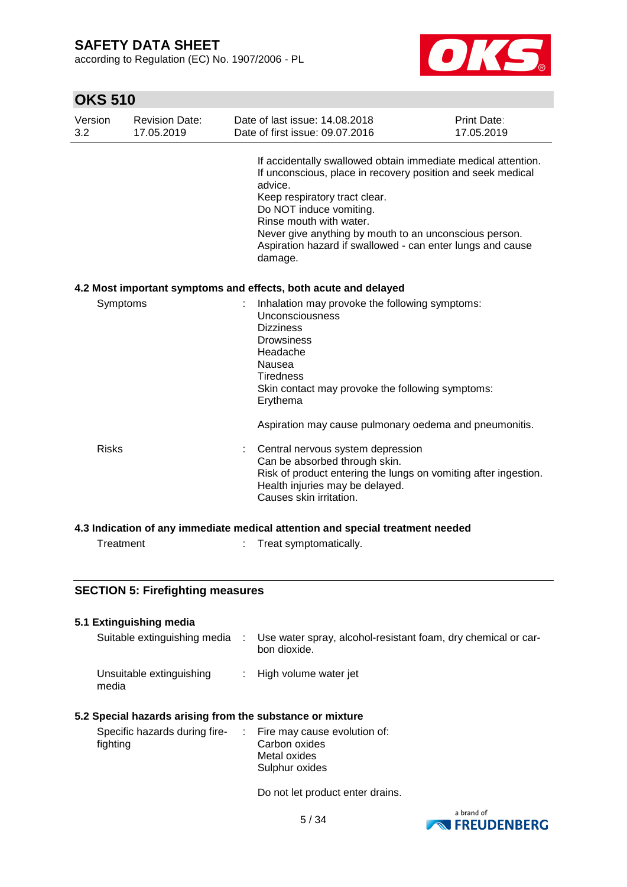If accidentally swallowed obtain immediate medical attention.
If unconscious, place in recovery position and seek medical advice.
Keep respiratory tract clear.
Do NOT induce vomiting.
Rinse mouth with water.
Never give anything by mouth to an unconscious person.
Aspiration hazard if swallowed - can enter lungs and cause damage.

### 4.2 Most important symptoms and effects, both acute and delayed

Symptoms : Inhalation may provoke the following symptoms:
Unconsciousness
Dizziness
Drowsiness
Headache
Nausea
Tiredness
Skin contact may provoke the following symptoms:
Erythema

Aspiration may cause pulmonary oedema and pneumonitis.

Risks : Central nervous system depression
Can be absorbed through skin.
Risk of product entering the lungs on vomiting after ingestion.
Health injuries may be delayed.
Causes skin irritation.

### 4.3 Indication of any immediate medical attention and special treatment needed

Treatment : Treat symptomatically.

## SECTION 5: Firefighting measures

### 5.1 Extinguishing media

Suitable extinguishing media : Use water spray, alcohol-resistant foam, dry chemical or carbon dioxide.

Unsuitable extinguishing media : High volume water jet

### 5.2 Special hazards arising from the substance or mixture

Specific hazards during firefighting : Fire may cause evolution of:
Carbon oxides
Metal oxides
Sulphur oxides

Do not let product enter drains.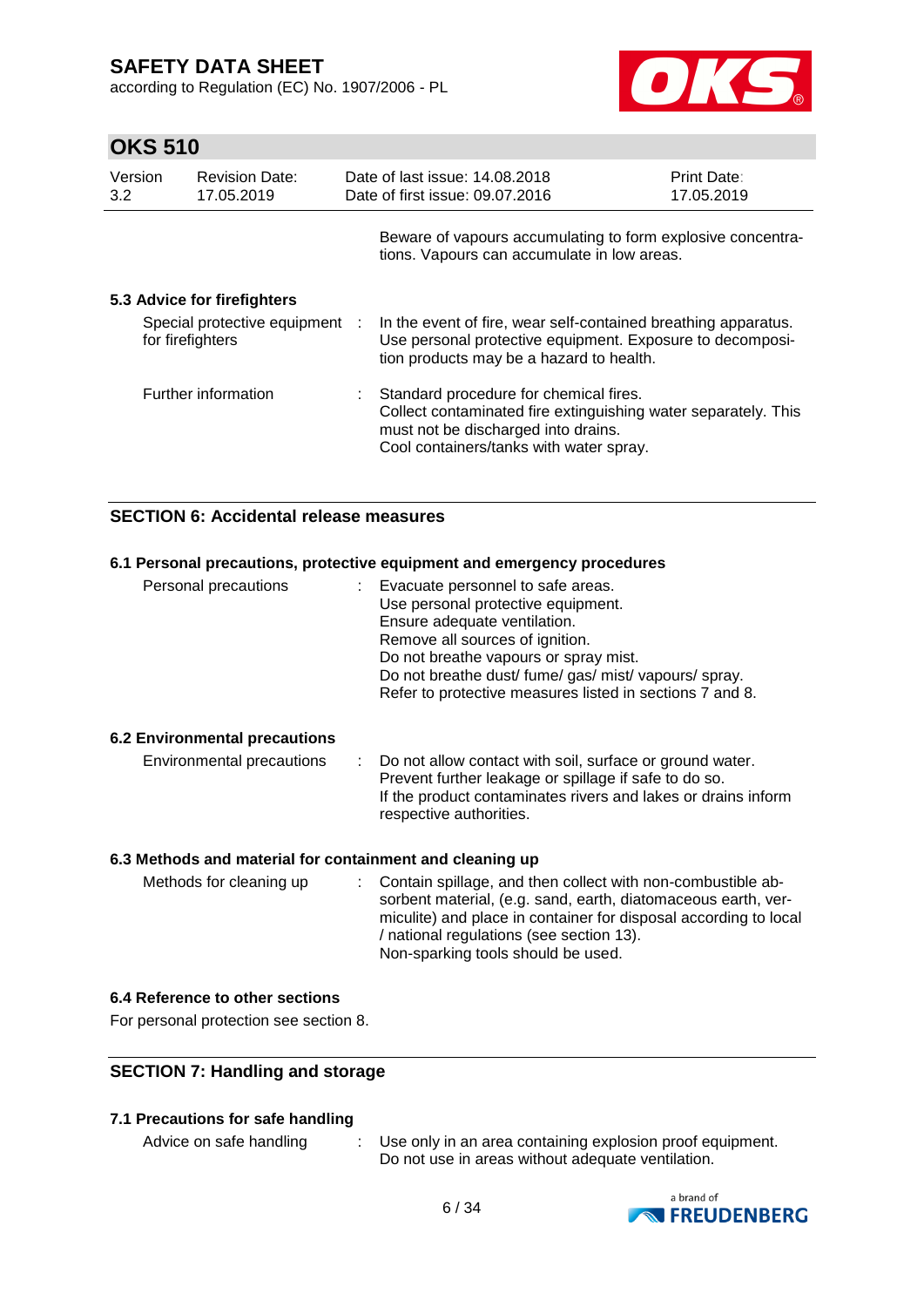Beware of vapours accumulating to form explosive concentrations. Vapours can accumulate in low areas.

### 5.3 Advice for firefighters

| | |
|---|---|
| Special protective equipment for firefighters | : In the event of fire, wear self-contained breathing apparatus. Use personal protective equipment. Exposure to decomposition products may be a hazard to health. |
| Further information | : Standard procedure for chemical fires. Collect contaminated fire extinguishing water separately. This must not be discharged into drains. Cool containers/tanks with water spray. |

## SECTION 6: Accidental release measures

### 6.1 Personal precautions, protective equipment and emergency procedures

| | |
|---|---|
| Personal precautions | : Evacuate personnel to safe areas. Use personal protective equipment. Ensure adequate ventilation. Remove all sources of ignition. Do not breathe vapours or spray mist. Do not breathe dust/ fume/ gas/ mist/ vapours/ spray. Refer to protective measures listed in sections 7 and 8. |

### 6.2 Environmental precautions

| | |
|---|---|
| Environmental precautions | : Do not allow contact with soil, surface or ground water. Prevent further leakage or spillage if safe to do so. If the product contaminates rivers and lakes or drains inform respective authorities. |

### 6.3 Methods and material for containment and cleaning up

| | |
|---|---|
| Methods for cleaning up | : Contain spillage, and then collect with non-combustible absorbent material, (e.g. sand, earth, diatomaceous earth, vermiculite) and place in container for disposal according to local / national regulations (see section 13). Non-sparking tools should be used. |

### 6.4 Reference to other sections

For personal protection see section 8.

## SECTION 7: Handling and storage

### 7.1 Precautions for safe handling

| | |
|---|---|
| Advice on safe handling | : Use only in an area containing explosion proof equipment. Do not use in areas without adequate ventilation. |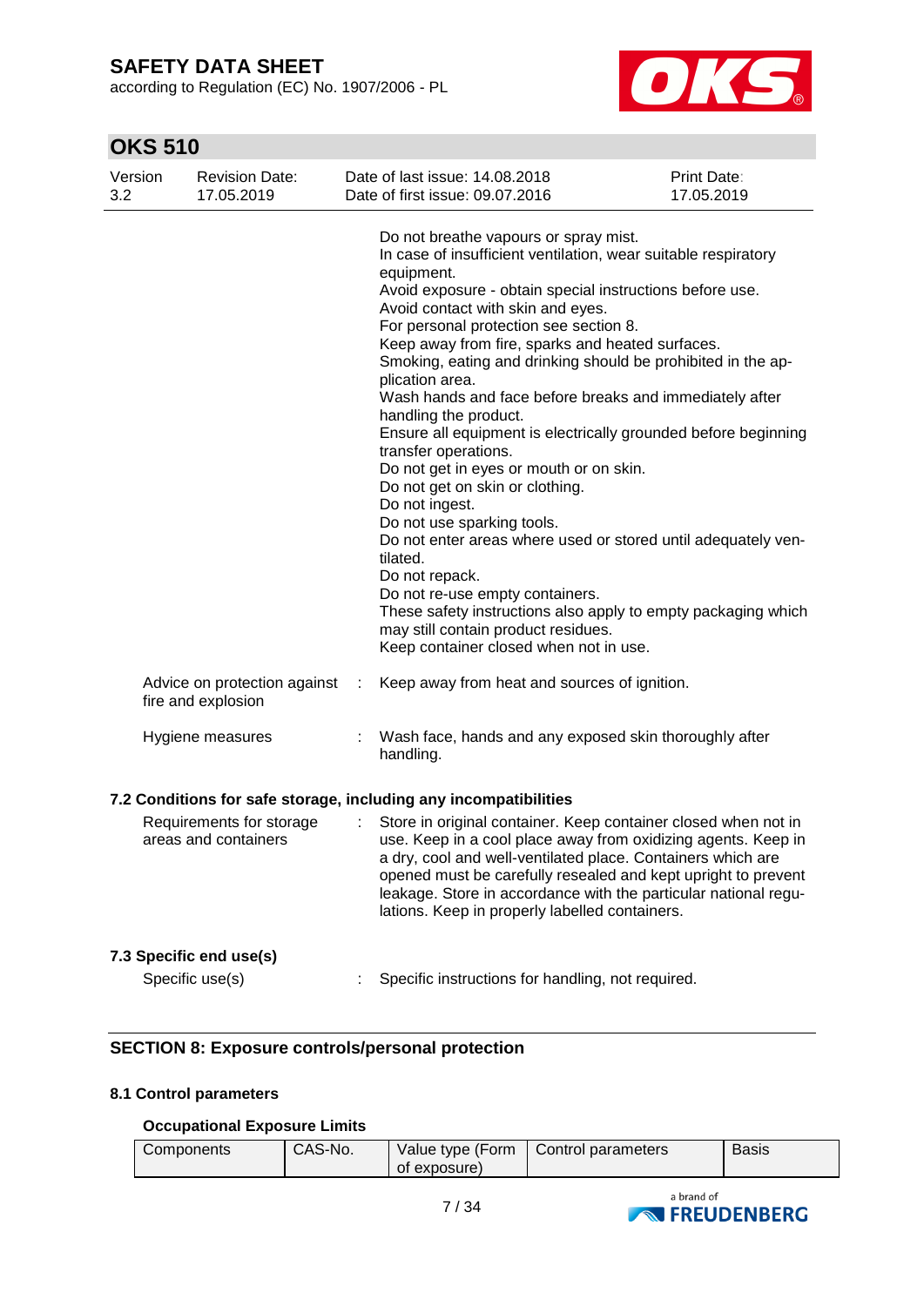Do not breathe vapours or spray mist.
In case of insufficient ventilation, wear suitable respiratory equipment.
Avoid exposure - obtain special instructions before use.
Avoid contact with skin and eyes.
For personal protection see section 8.
Keep away from fire, sparks and heated surfaces.
Smoking, eating and drinking should be prohibited in the application area.
Wash hands and face before breaks and immediately after handling the product.
Ensure all equipment is electrically grounded before beginning transfer operations.
Do not get in eyes or mouth or on skin.
Do not get on skin or clothing.
Do not ingest.
Do not use sparking tools.
Do not enter areas where used or stored until adequately ventilated.
Do not repack.
Do not re-use empty containers.
These safety instructions also apply to empty packaging which may still contain product residues.
Keep container closed when not in use.

Advice on protection against fire and explosion : Keep away from heat and sources of ignition.

Hygiene measures : Wash face, hands and any exposed skin thoroughly after handling.

### 7.2 Conditions for safe storage, including any incompatibilities

Requirements for storage areas and containers : Store in original container. Keep container closed when not in use. Keep in a cool place away from oxidizing agents. Keep in a dry, cool and well-ventilated place. Containers which are opened must be carefully resealed and kept upright to prevent leakage. Store in accordance with the particular national regulations. Keep in properly labelled containers.

### 7.3 Specific end use(s)

Specific use(s) : Specific instructions for handling, not required.

## SECTION 8: Exposure controls/personal protection

### 8.1 Control parameters

**Occupational Exposure Limits**

| Components | CAS-No. | Value type (Form of exposure) | Control parameters | Basis |
|---|---|---|---|---|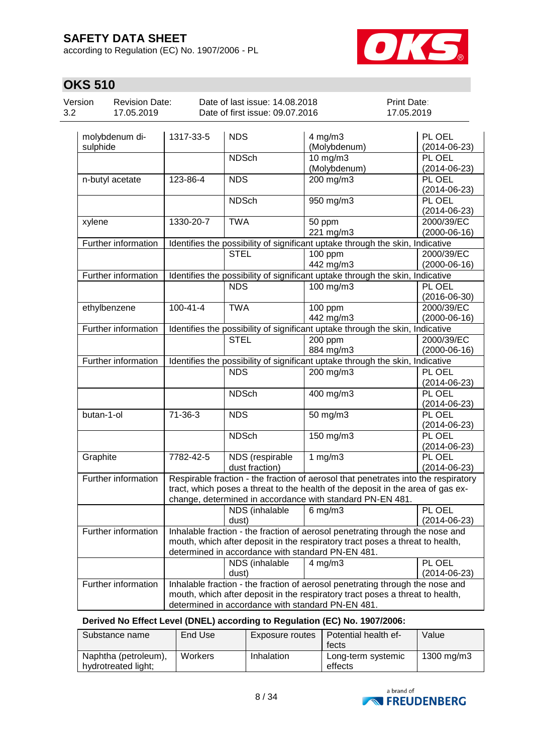| | | | | |
|---|---|---|---|---|
| molybdenum di-sulphide | 1317-33-5 | NDS | 4 mg/m3 (Molybdenum) | PL OEL (2014-06-23) |
| | | NDSch | 10 mg/m3 (Molybdenum) | PL OEL (2014-06-23) |
| n-butyl acetate | 123-86-4 | NDS | 200 mg/m3 | PL OEL (2014-06-23) |
| | | NDSch | 950 mg/m3 | PL OEL (2014-06-23) |
| xylene | 1330-20-7 | TWA | 50 ppm 221 mg/m3 | 2000/39/EC (2000-06-16) |
| Further information | Identifies the possibility of significant uptake through the skin, Indicative | | | |
| | | STEL | 100 ppm 442 mg/m3 | 2000/39/EC (2000-06-16) |
| Further information | Identifies the possibility of significant uptake through the skin, Indicative | | | |
| | | NDS | 100 mg/m3 | PL OEL (2016-06-30) |
| ethylbenzene | 100-41-4 | TWA | 100 ppm 442 mg/m3 | 2000/39/EC (2000-06-16) |
| Further information | Identifies the possibility of significant uptake through the skin, Indicative | | | |
| | | STEL | 200 ppm 884 mg/m3 | 2000/39/EC (2000-06-16) |
| Further information | Identifies the possibility of significant uptake through the skin, Indicative | | | |
| | | NDS | 200 mg/m3 | PL OEL (2014-06-23) |
| | | NDSch | 400 mg/m3 | PL OEL (2014-06-23) |
| butan-1-ol | 71-36-3 | NDS | 50 mg/m3 | PL OEL (2014-06-23) |
| | | NDSch | 150 mg/m3 | PL OEL (2014-06-23) |
| Graphite | 7782-42-5 | NDS (respirable dust fraction) | 1 mg/m3 | PL OEL (2014-06-23) |
| Further information | Respirable fraction - the fraction of aerosol that penetrates into the respiratory tract, which poses a threat to the health of the deposit in the area of gas ex-change, determined in accordance with standard PN-EN 481. | | | |
| | | NDS (inhalable dust) | 6 mg/m3 | PL OEL (2014-06-23) |
| Further information | Inhalable fraction - the fraction of aerosol penetrating through the nose and mouth, which after deposit in the respiratory tract poses a threat to health, determined in accordance with standard PN-EN 481. | | | |
| | | NDS (inhalable dust) | 4 mg/m3 | PL OEL (2014-06-23) |
| Further information | Inhalable fraction - the fraction of aerosol penetrating through the nose and mouth, which after deposit in the respiratory tract poses a threat to health, determined in accordance with standard PN-EN 481. | | | |

**Derived No Effect Level (DNEL) according to Regulation (EC) No. 1907/2006:**

| Substance name | End Use | Exposure routes | Potential health effects | Value |
|---|---|---|---|---|
| Naphtha (petroleum), hydrotreated light; | Workers | Inhalation | Long-term systemic effects | 1300 mg/m3 |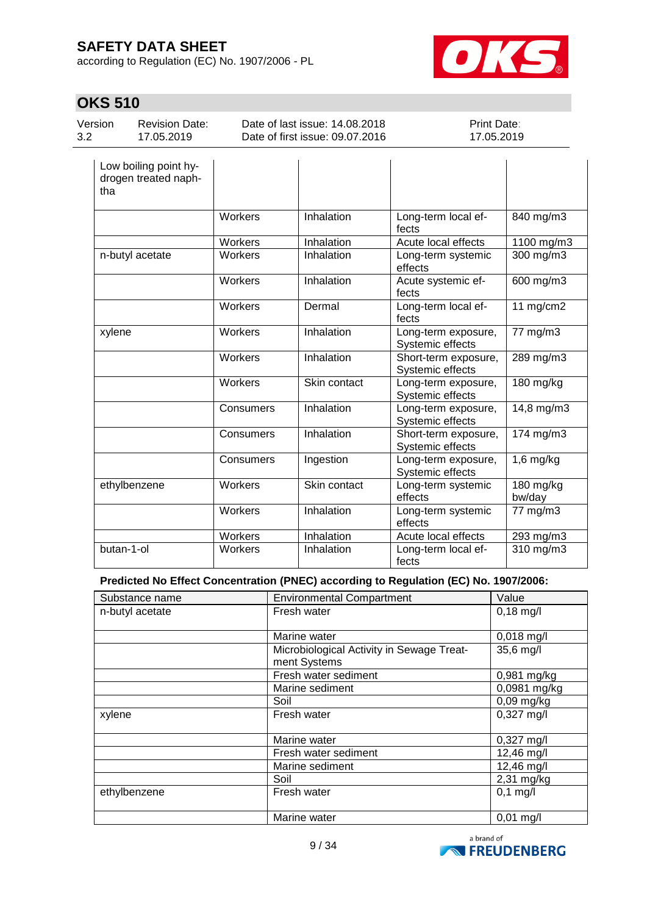| | | | | |
|---|---|---|---|---|
| Low boiling point hydrogen treated naphtha | | | | |
| | Workers | Inhalation | Long-term local effects | 840 mg/m3 |
| | Workers | Inhalation | Acute local effects | 1100 mg/m3 |
| n-butyl acetate | Workers | Inhalation | Long-term systemic effects | 300 mg/m3 |
| | Workers | Inhalation | Acute systemic effects | 600 mg/m3 |
| | Workers | Dermal | Long-term local effects | 11 mg/cm2 |
| xylene | Workers | Inhalation | Long-term exposure, Systemic effects | 77 mg/m3 |
| | Workers | Inhalation | Short-term exposure, Systemic effects | 289 mg/m3 |
| | Workers | Skin contact | Long-term exposure, Systemic effects | 180 mg/kg |
| | Consumers | Inhalation | Long-term exposure, Systemic effects | 14,8 mg/m3 |
| | Consumers | Inhalation | Short-term exposure, Systemic effects | 174 mg/m3 |
| | Consumers | Ingestion | Long-term exposure, Systemic effects | 1,6 mg/kg |
| ethylbenzene | Workers | Skin contact | Long-term systemic effects | 180 mg/kg bw/day |
| | Workers | Inhalation | Long-term systemic effects | 77 mg/m3 |
| | Workers | Inhalation | Acute local effects | 293 mg/m3 |
| butan-1-ol | Workers | Inhalation | Long-term local effects | 310 mg/m3 |

**Predicted No Effect Concentration (PNEC) according to Regulation (EC) No. 1907/2006:**

| Substance name | Environmental Compartment | Value |
|---|---|---|
| n-butyl acetate | Fresh water | 0,18 mg/l |
| | Marine water | 0,018 mg/l |
| | Microbiological Activity in Sewage Treatment Systems | 35,6 mg/l |
| | Fresh water sediment | 0,981 mg/kg |
| | Marine sediment | 0,0981 mg/kg |
| | Soil | 0,09 mg/kg |
| xylene | Fresh water | 0,327 mg/l |
| | Marine water | 0,327 mg/l |
| | Fresh water sediment | 12,46 mg/l |
| | Marine sediment | 12,46 mg/l |
| | Soil | 2,31 mg/kg |
| ethylbenzene | Fresh water | 0,1 mg/l |
| | Marine water | 0,01 mg/l |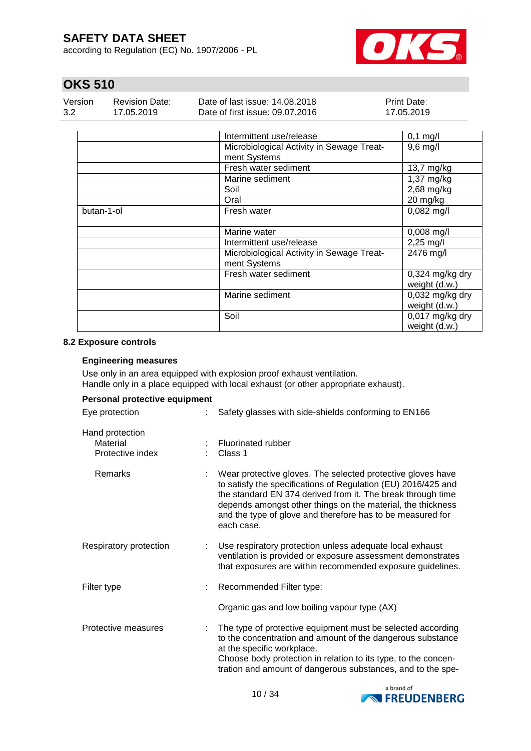| | | |
|---|---|---|
| | Intermittent use/release | 0,1 mg/l |
| | Microbiological Activity in Sewage Treatment Systems | 9,6 mg/l |
| | Fresh water sediment | 13,7 mg/kg |
| | Marine sediment | 1,37 mg/kg |
| | Soil | 2,68 mg/kg |
| | Oral | 20 mg/kg |
| butan-1-ol | Fresh water | 0,082 mg/l |
| | Marine water | 0,008 mg/l |
| | Intermittent use/release | 2,25 mg/l |
| | Microbiological Activity in Sewage Treatment Systems | 2476 mg/l |
| | Fresh water sediment | 0,324 mg/kg dry weight (d.w.) |
| | Marine sediment | 0,032 mg/kg dry weight (d.w.) |
| | Soil | 0,017 mg/kg dry weight (d.w.) |

**8.2 Exposure controls**

**Engineering measures**

Use only in an area equipped with explosion proof exhaust ventilation.
Handle only in a place equipped with local exhaust (or other appropriate exhaust).

**Personal protective equipment**

Eye protection : Safety glasses with side-shields conforming to EN166

Hand protection
Material : Fluorinated rubber
Protective index : Class 1

Remarks : Wear protective gloves. The selected protective gloves have to satisfy the specifications of Regulation (EU) 2016/425 and the standard EN 374 derived from it. The break through time depends amongst other things on the material, the thickness and the type of glove and therefore has to be measured for each case.

Respiratory protection : Use respiratory protection unless adequate local exhaust ventilation is provided or exposure assessment demonstrates that exposures are within recommended exposure guidelines.

Filter type : Recommended Filter type:

Organic gas and low boiling vapour type (AX)

Protective measures : The type of protective equipment must be selected according to the concentration and amount of the dangerous substance at the specific workplace.
Choose body protection in relation to its type, to the concentration and amount of dangerous substances, and to the spe-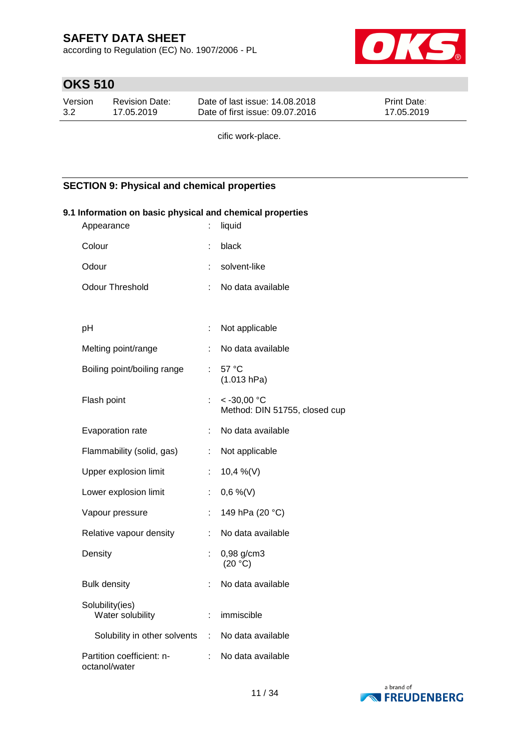cific work-place.

## SECTION 9: Physical and chemical properties

### 9.1 Information on basic physical and chemical properties

| | | |
|---|---|---|
| Appearance | : | liquid |
| Colour | : | black |
| Odour | : | solvent-like |
| Odour Threshold | : | No data available |
| pH | : | Not applicable |
| Melting point/range | : | No data available |
| Boiling point/boiling range | : | 57 °C<br>(1.013 hPa) |
| Flash point | : | < -30,00 °C<br>Method: DIN 51755, closed cup |
| Evaporation rate | : | No data available |
| Flammability (solid, gas) | : | Not applicable |
| Upper explosion limit | : | 10,4 %(V) |
| Lower explosion limit | : | 0,6 %(V) |
| Vapour pressure | : | 149 hPa (20 °C) |
| Relative vapour density | : | No data available |
| Density | : | 0,98 g/cm3<br>(20 °C) |
| Bulk density | : | No data available |
| Solubility(ies)<br>Water solubility | : | immiscible |
| Solubility in other solvents | : | No data available |
| Partition coefficient: n-octanol/water | : | No data available |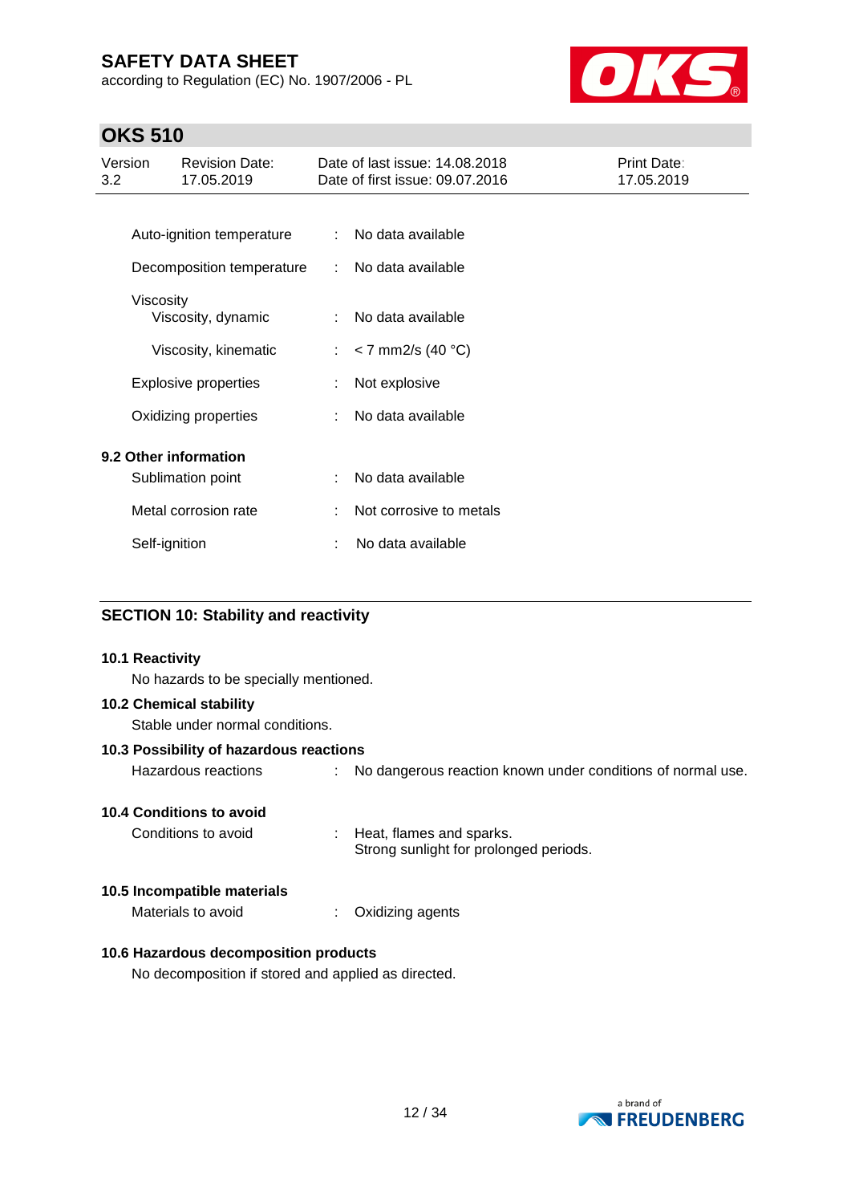| | | |
|---|---|---|
| Auto-ignition temperature | : | No data available |
| Decomposition temperature | : | No data available |
| Viscosity | | |
| Viscosity, dynamic | : | No data available |
| Viscosity, kinematic | : | < 7 mm2/s (40 °C) |
| Explosive properties | : | Not explosive |
| Oxidizing properties | : | No data available |

**9.2 Other information**

| | | |
|---|---|---|
| Sublimation point | : | No data available |
| Metal corrosion rate | : | Not corrosive to metals |
| Self-ignition | : | No data available |

## SECTION 10: Stability and reactivity

**10.1 Reactivity**

No hazards to be specially mentioned.

**10.2 Chemical stability**

Stable under normal conditions.

**10.3 Possibility of hazardous reactions**

Hazardous reactions : No dangerous reaction known under conditions of normal use.

**10.4 Conditions to avoid**

Conditions to avoid : Heat, flames and sparks.
Strong sunlight for prolonged periods.

**10.5 Incompatible materials**

Materials to avoid : Oxidizing agents

**10.6 Hazardous decomposition products**

No decomposition if stored and applied as directed.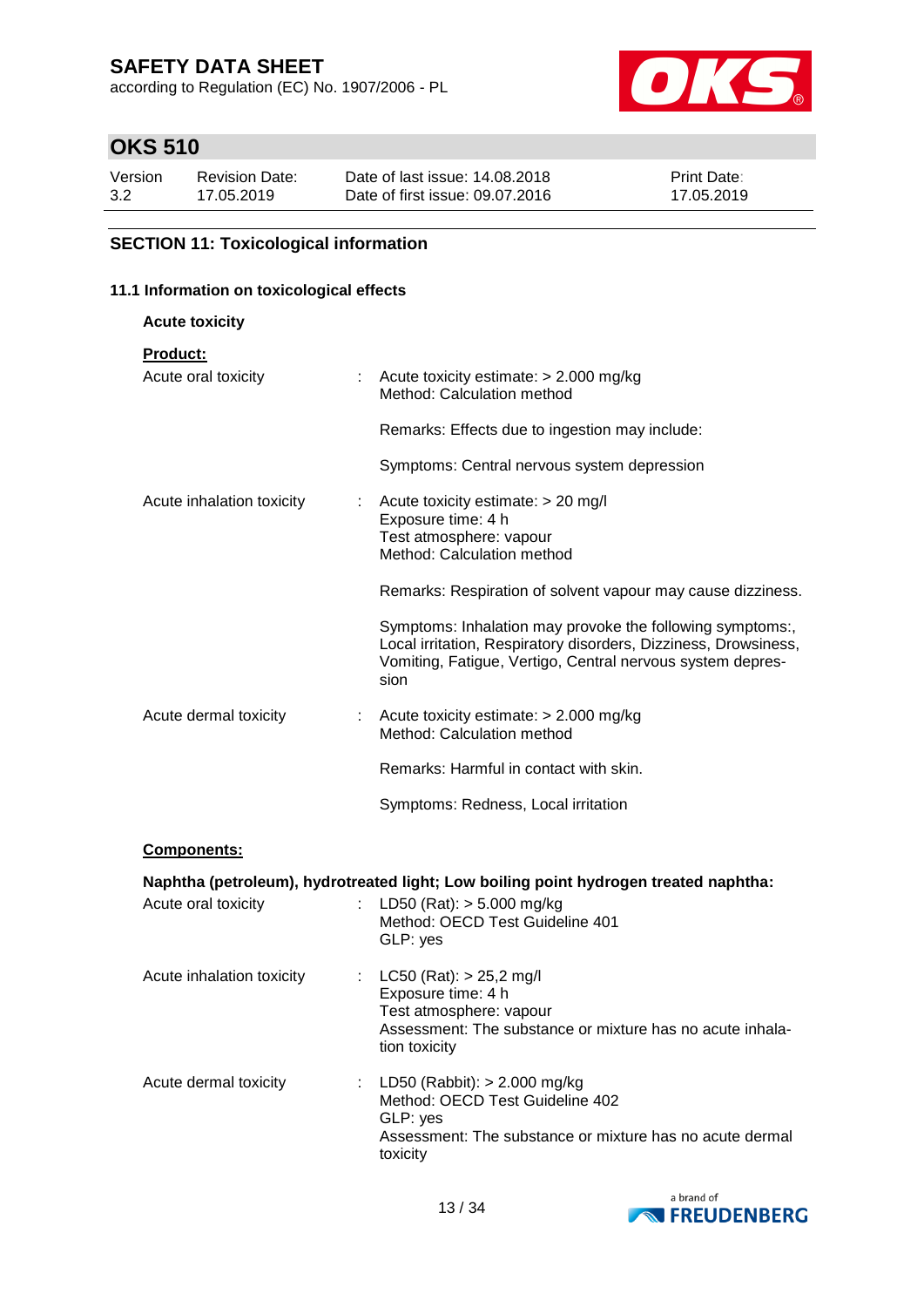# SAFETY DATA SHEET

according to Regulation (EC) No. 1907/2006 - PL

## OKS 510

| Version | Revision Date: | Date of last issue: 14.08.2018 | Print Date: |
|---|---|---|---|
| 3.2 | 17.05.2019 | Date of first issue: 09.07.2016 | 17.05.2019 |

## SECTION 11: Toxicological information

### 11.1 Information on toxicological effects

**Acute toxicity**

**Product:**

| | | |
|---|---|---|
| Acute oral toxicity | : | Acute toxicity estimate: > 2.000 mg/kg<br>Method: Calculation method<br><br>Remarks: Effects due to ingestion may include:<br><br>Symptoms: Central nervous system depression |
| Acute inhalation toxicity | : | Acute toxicity estimate: > 20 mg/l<br>Exposure time: 4 h<br>Test atmosphere: vapour<br>Method: Calculation method<br><br>Remarks: Respiration of solvent vapour may cause dizziness.<br><br>Symptoms: Inhalation may provoke the following symptoms:, Local irritation, Respiratory disorders, Dizziness, Drowsiness, Vomiting, Fatigue, Vertigo, Central nervous system depression |
| Acute dermal toxicity | : | Acute toxicity estimate: > 2.000 mg/kg<br>Method: Calculation method<br><br>Remarks: Harmful in contact with skin.<br><br>Symptoms: Redness, Local irritation |

**Components:**

**Naphtha (petroleum), hydrotreated light; Low boiling point hydrogen treated naphtha:**

| | | |
|---|---|---|
| Acute oral toxicity | : | LD50 (Rat): > 5.000 mg/kg<br>Method: OECD Test Guideline 401<br>GLP: yes |
| Acute inhalation toxicity | : | LC50 (Rat): > 25,2 mg/l<br>Exposure time: 4 h<br>Test atmosphere: vapour<br>Assessment: The substance or mixture has no acute inhalation toxicity |
| Acute dermal toxicity | : | LD50 (Rabbit): > 2.000 mg/kg<br>Method: OECD Test Guideline 402<br>GLP: yes<br>Assessment: The substance or mixture has no acute dermal toxicity |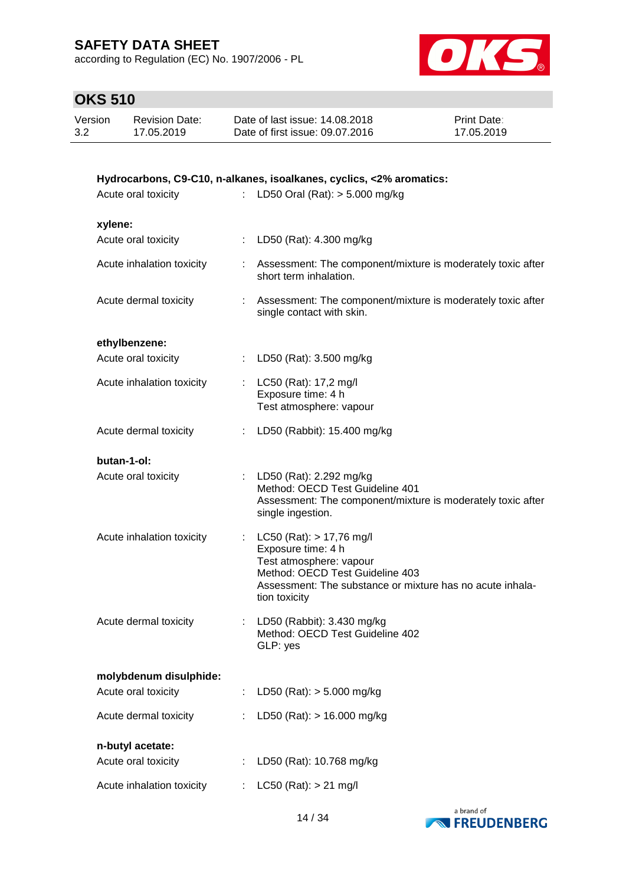**Hydrocarbons, C9-C10, n-alkanes, isoalkanes, cyclics, <2% aromatics:**

| | | |
|---|---|---|
| Acute oral toxicity | : | LD50 Oral (Rat): > 5.000 mg/kg |

**xylene:**

| | | |
|---|---|---|
| Acute oral toxicity | : | LD50 (Rat): 4.300 mg/kg |
| Acute inhalation toxicity | : | Assessment: The component/mixture is moderately toxic after short term inhalation. |
| Acute dermal toxicity | : | Assessment: The component/mixture is moderately toxic after single contact with skin. |

**ethylbenzene:**

| | | |
|---|---|---|
| Acute oral toxicity | : | LD50 (Rat): 3.500 mg/kg |
| Acute inhalation toxicity | : | LC50 (Rat): 17,2 mg/l<br>Exposure time: 4 h<br>Test atmosphere: vapour |
| Acute dermal toxicity | : | LD50 (Rabbit): 15.400 mg/kg |

**butan-1-ol:**

| | | |
|---|---|---|
| Acute oral toxicity | : | LD50 (Rat): 2.292 mg/kg<br>Method: OECD Test Guideline 401<br>Assessment: The component/mixture is moderately toxic after single ingestion. |
| Acute inhalation toxicity | : | LC50 (Rat): > 17,76 mg/l<br>Exposure time: 4 h<br>Test atmosphere: vapour<br>Method: OECD Test Guideline 403<br>Assessment: The substance or mixture has no acute inhalation toxicity |
| Acute dermal toxicity | : | LD50 (Rabbit): 3.430 mg/kg<br>Method: OECD Test Guideline 402<br>GLP: yes |

**molybdenum disulphide:**

| | | |
|---|---|---|
| Acute oral toxicity | : | LD50 (Rat): > 5.000 mg/kg |
| Acute dermal toxicity | : | LD50 (Rat): > 16.000 mg/kg |

**n-butyl acetate:**

| | | |
|---|---|---|
| Acute oral toxicity | : | LD50 (Rat): 10.768 mg/kg |
| Acute inhalation toxicity | : | LC50 (Rat): > 21 mg/l |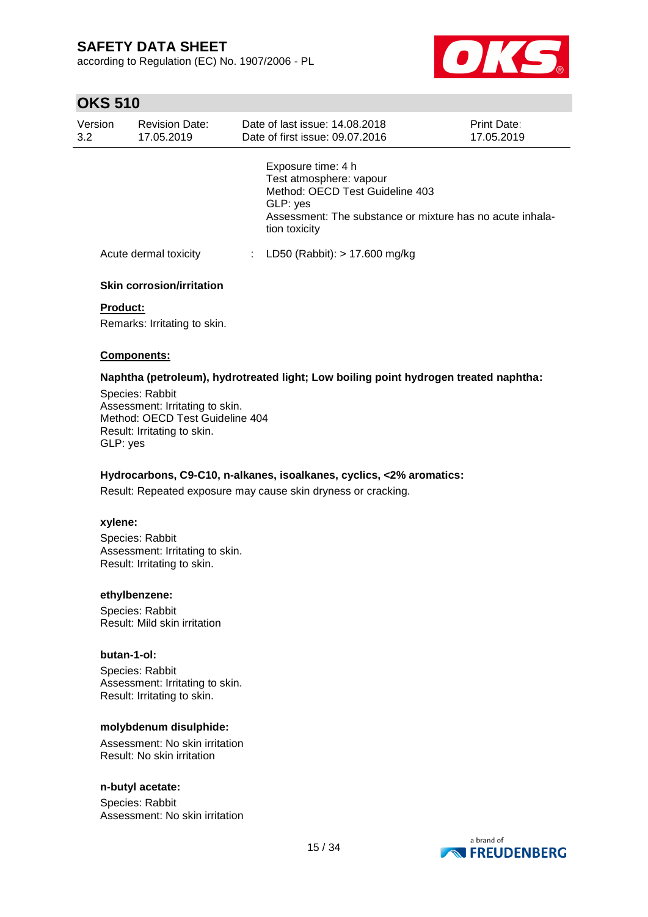Exposure time: 4 h
Test atmosphere: vapour
Method: OECD Test Guideline 403
GLP: yes
Assessment: The substance or mixture has no acute inhalation toxicity

Acute dermal toxicity : LD50 (Rabbit): > 17.600 mg/kg

**Skin corrosion/irritation**

**Product:**

Remarks: Irritating to skin.

**Components:**

**Naphtha (petroleum), hydrotreated light; Low boiling point hydrogen treated naphtha:**

Species: Rabbit
Assessment: Irritating to skin.
Method: OECD Test Guideline 404
Result: Irritating to skin.
GLP: yes

**Hydrocarbons, C9-C10, n-alkanes, isoalkanes, cyclics, <2% aromatics:**

Result: Repeated exposure may cause skin dryness or cracking.

**xylene:**

Species: Rabbit
Assessment: Irritating to skin.
Result: Irritating to skin.

**ethylbenzene:**

Species: Rabbit
Result: Mild skin irritation

**butan-1-ol:**

Species: Rabbit
Assessment: Irritating to skin.
Result: Irritating to skin.

**molybdenum disulphide:**

Assessment: No skin irritation
Result: No skin irritation

**n-butyl acetate:**

Species: Rabbit
Assessment: No skin irritation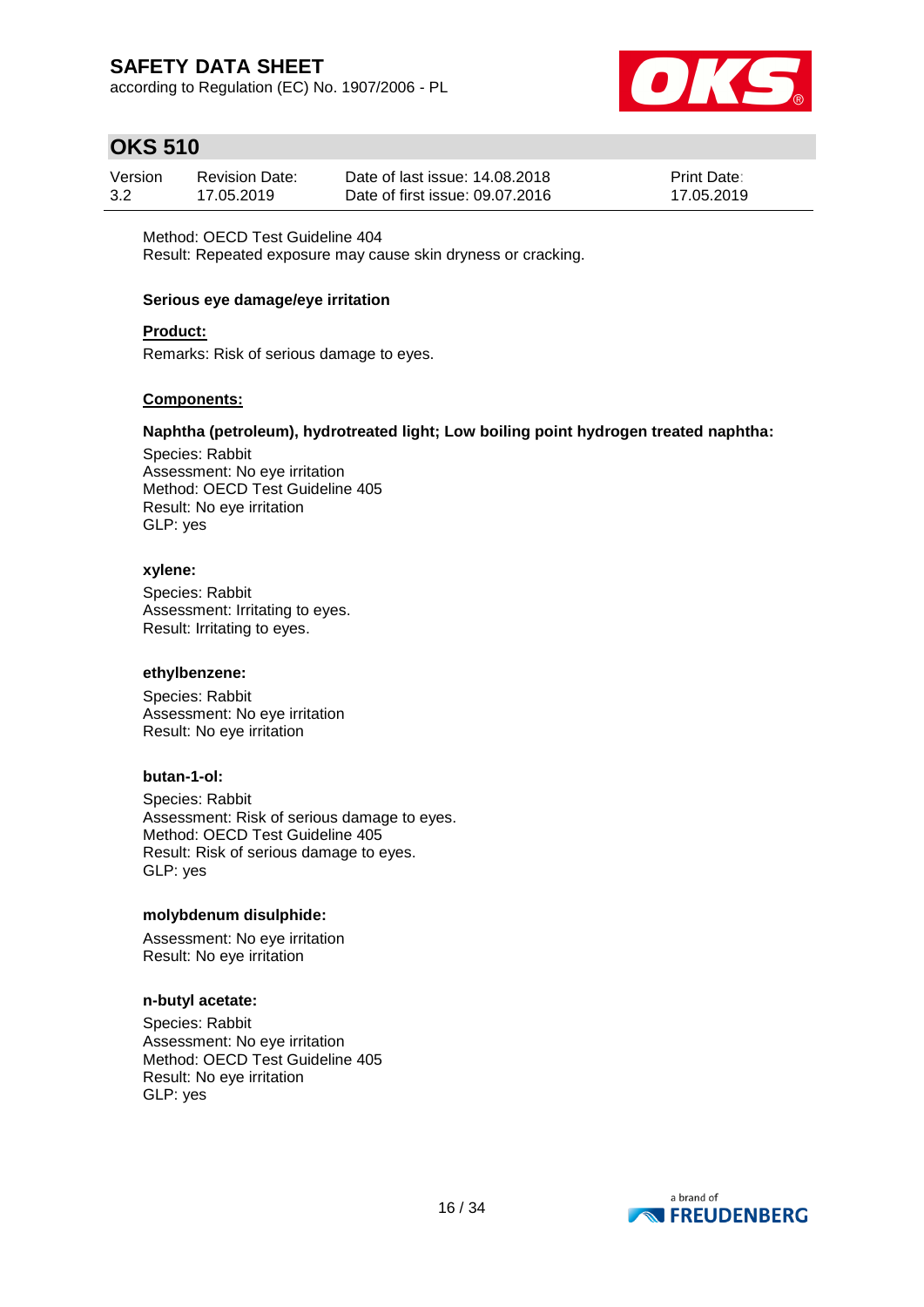Method: OECD Test Guideline 404
Result: Repeated exposure may cause skin dryness or cracking.

**Serious eye damage/eye irritation**

**Product:**

Remarks: Risk of serious damage to eyes.

**Components:**

**Naphtha (petroleum), hydrotreated light; Low boiling point hydrogen treated naphtha:**

Species: Rabbit
Assessment: No eye irritation
Method: OECD Test Guideline 405
Result: No eye irritation
GLP: yes

**xylene:**

Species: Rabbit
Assessment: Irritating to eyes.
Result: Irritating to eyes.

**ethylbenzene:**

Species: Rabbit
Assessment: No eye irritation
Result: No eye irritation

**butan-1-ol:**

Species: Rabbit
Assessment: Risk of serious damage to eyes.
Method: OECD Test Guideline 405
Result: Risk of serious damage to eyes.
GLP: yes

**molybdenum disulphide:**

Assessment: No eye irritation
Result: No eye irritation

**n-butyl acetate:**

Species: Rabbit
Assessment: No eye irritation
Method: OECD Test Guideline 405
Result: No eye irritation
GLP: yes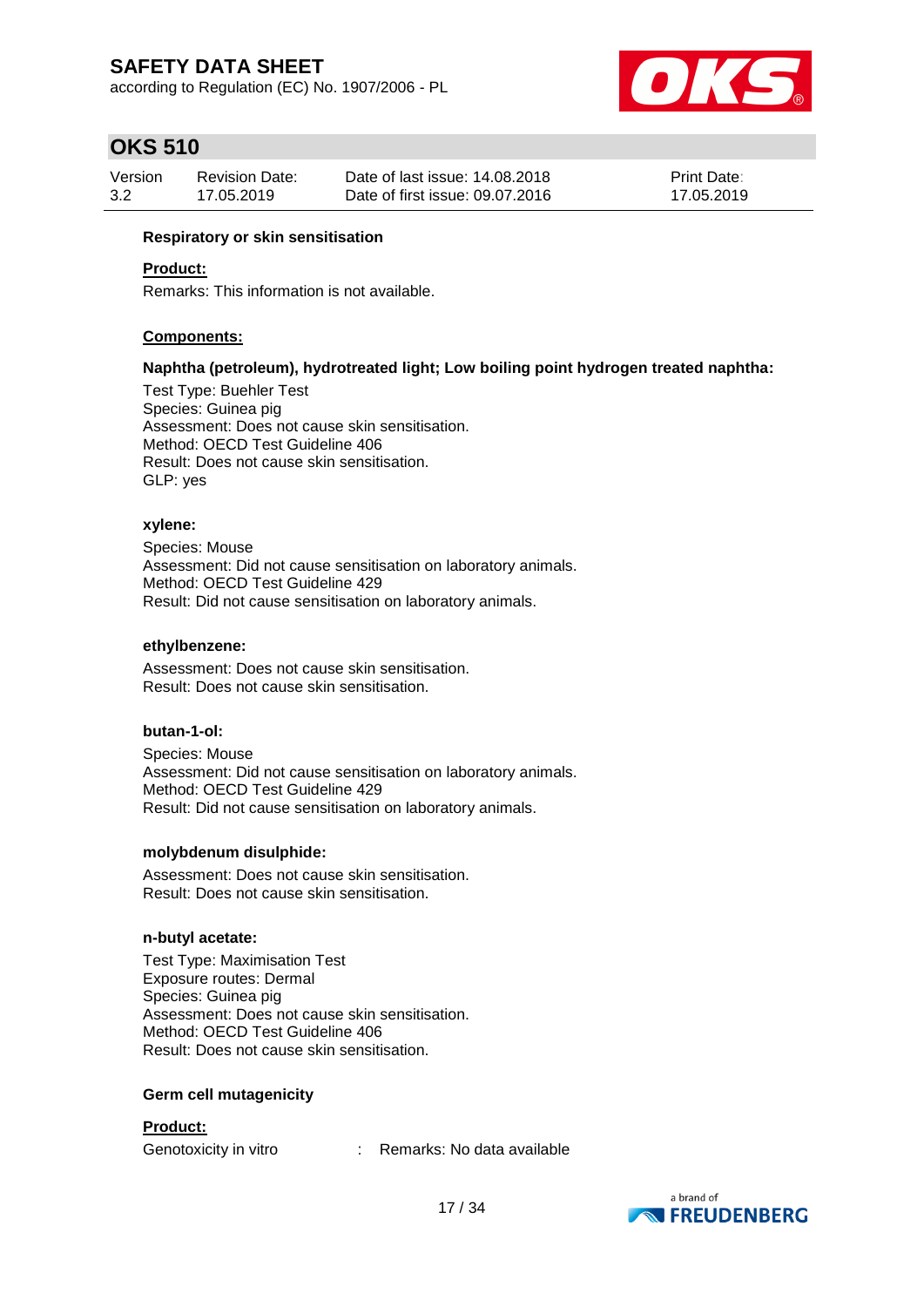**Respiratory or skin sensitisation**

**Product:**

Remarks: This information is not available.

**Components:**

**Naphtha (petroleum), hydrotreated light; Low boiling point hydrogen treated naphtha:**

Test Type: Buehler Test
Species: Guinea pig
Assessment: Does not cause skin sensitisation.
Method: OECD Test Guideline 406
Result: Does not cause skin sensitisation.
GLP: yes

**xylene:**

Species: Mouse
Assessment: Did not cause sensitisation on laboratory animals.
Method: OECD Test Guideline 429
Result: Did not cause sensitisation on laboratory animals.

**ethylbenzene:**

Assessment: Does not cause skin sensitisation.
Result: Does not cause skin sensitisation.

**butan-1-ol:**

Species: Mouse
Assessment: Did not cause sensitisation on laboratory animals.
Method: OECD Test Guideline 429
Result: Did not cause sensitisation on laboratory animals.

**molybdenum disulphide:**

Assessment: Does not cause skin sensitisation.
Result: Does not cause skin sensitisation.

**n-butyl acetate:**

Test Type: Maximisation Test
Exposure routes: Dermal
Species: Guinea pig
Assessment: Does not cause skin sensitisation.
Method: OECD Test Guideline 406
Result: Does not cause skin sensitisation.

**Germ cell mutagenicity**

**Product:**

Genotoxicity in vitro : Remarks: No data available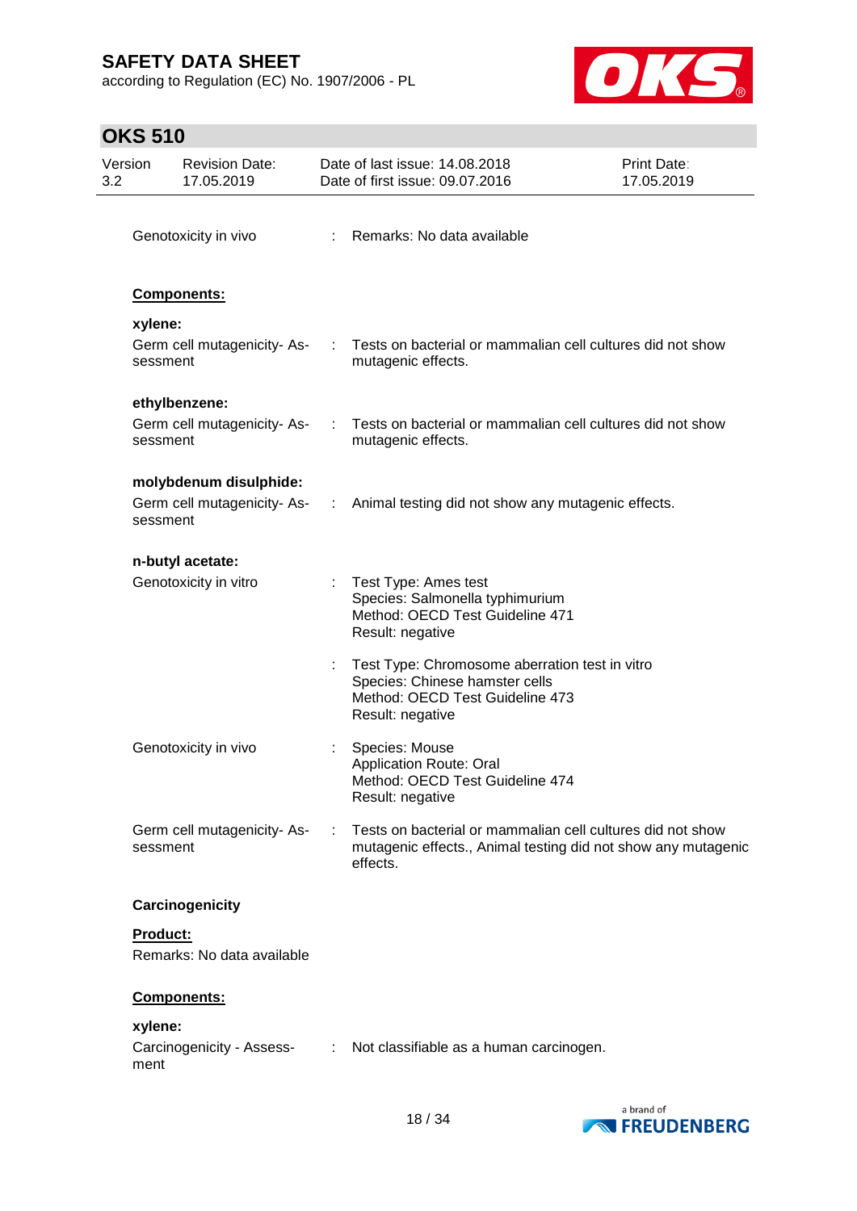Genotoxicity in vivo : Remarks: No data available

**Components:**

**xylene:**

Germ cell mutagenicity- Assessment : Tests on bacterial or mammalian cell cultures did not show mutagenic effects.

**ethylbenzene:**

Germ cell mutagenicity- Assessment : Tests on bacterial or mammalian cell cultures did not show mutagenic effects.

**molybdenum disulphide:**

Germ cell mutagenicity- Assessment : Animal testing did not show any mutagenic effects.

**n-butyl acetate:**

Genotoxicity in vitro : Test Type: Ames test
Species: Salmonella typhimurium
Method: OECD Test Guideline 471
Result: negative

: Test Type: Chromosome aberration test in vitro
Species: Chinese hamster cells
Method: OECD Test Guideline 473
Result: negative

Genotoxicity in vivo : Species: Mouse
Application Route: Oral
Method: OECD Test Guideline 474
Result: negative

Germ cell mutagenicity- Assessment : Tests on bacterial or mammalian cell cultures did not show mutagenic effects., Animal testing did not show any mutagenic effects.

**Carcinogenicity**

**Product:**

Remarks: No data available

**Components:**

**xylene:**

Carcinogenicity - Assessment : Not classifiable as a human carcinogen.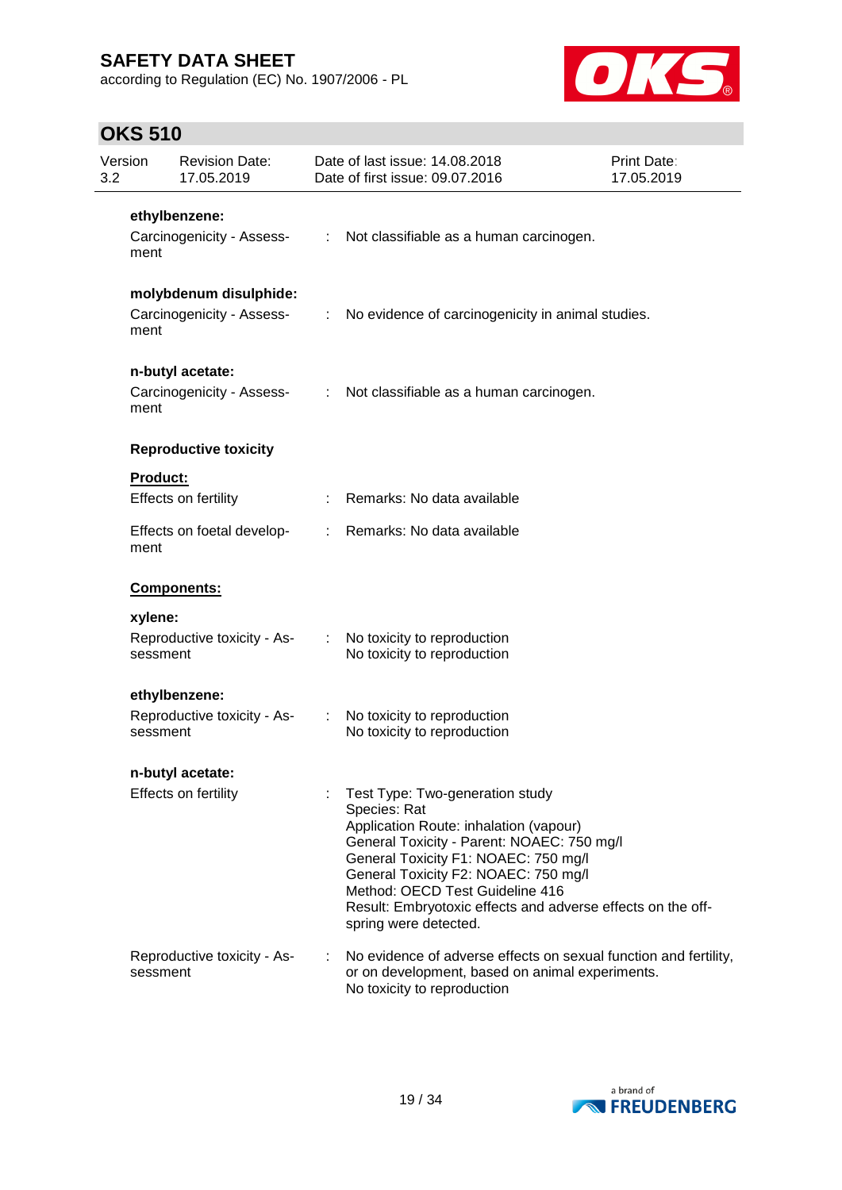**ethylbenzene:**

Carcinogenicity - Assessment : Not classifiable as a human carcinogen.

**molybdenum disulphide:**

Carcinogenicity - Assessment : No evidence of carcinogenicity in animal studies.

**n-butyl acetate:**

Carcinogenicity - Assessment : Not classifiable as a human carcinogen.

**Reproductive toxicity**

**Product:**

Effects on fertility : Remarks: No data available

Effects on foetal development : Remarks: No data available

**Components:**

**xylene:**

Reproductive toxicity - Assessment : No toxicity to reproduction
No toxicity to reproduction

**ethylbenzene:**

Reproductive toxicity - Assessment : No toxicity to reproduction
No toxicity to reproduction

**n-butyl acetate:**

Effects on fertility : Test Type: Two-generation study
Species: Rat
Application Route: inhalation (vapour)
General Toxicity - Parent: NOAEC: 750 mg/l
General Toxicity F1: NOAEC: 750 mg/l
General Toxicity F2: NOAEC: 750 mg/l
Method: OECD Test Guideline 416
Result: Embryotoxic effects and adverse effects on the offspring were detected.

Reproductive toxicity - Assessment : No evidence of adverse effects on sexual function and fertility, or on development, based on animal experiments.
No toxicity to reproduction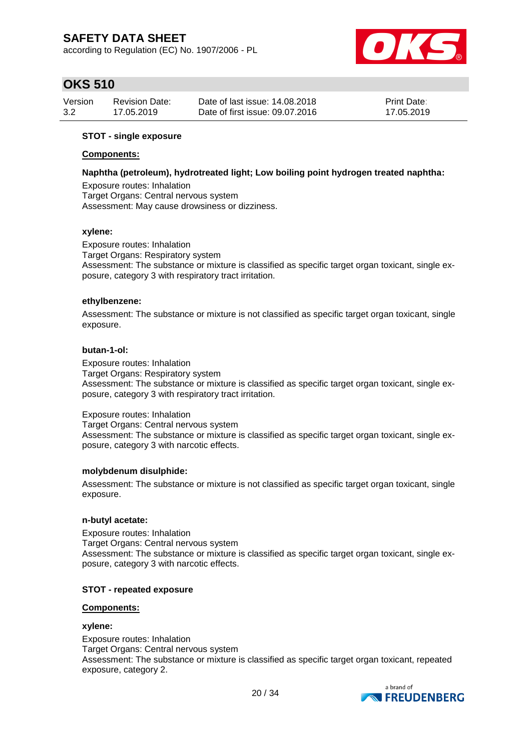**STOT - single exposure**

**Components:**

**Naphtha (petroleum), hydrotreated light; Low boiling point hydrogen treated naphtha:**

Exposure routes: Inhalation
Target Organs: Central nervous system
Assessment: May cause drowsiness or dizziness.

**xylene:**

Exposure routes: Inhalation
Target Organs: Respiratory system
Assessment: The substance or mixture is classified as specific target organ toxicant, single exposure, category 3 with respiratory tract irritation.

**ethylbenzene:**

Assessment: The substance or mixture is not classified as specific target organ toxicant, single exposure.

**butan-1-ol:**

Exposure routes: Inhalation
Target Organs: Respiratory system
Assessment: The substance or mixture is classified as specific target organ toxicant, single exposure, category 3 with respiratory tract irritation.

Exposure routes: Inhalation
Target Organs: Central nervous system
Assessment: The substance or mixture is classified as specific target organ toxicant, single exposure, category 3 with narcotic effects.

**molybdenum disulphide:**

Assessment: The substance or mixture is not classified as specific target organ toxicant, single exposure.

**n-butyl acetate:**

Exposure routes: Inhalation
Target Organs: Central nervous system
Assessment: The substance or mixture is classified as specific target organ toxicant, single exposure, category 3 with narcotic effects.

**STOT - repeated exposure**

**Components:**

**xylene:**

Exposure routes: Inhalation
Target Organs: Central nervous system
Assessment: The substance or mixture is classified as specific target organ toxicant, repeated exposure, category 2.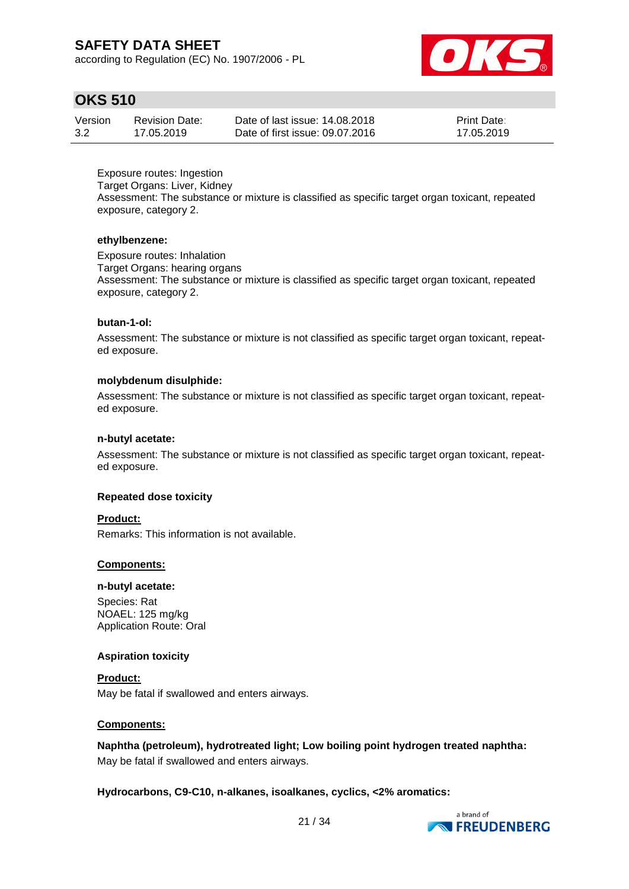Exposure routes: Ingestion
Target Organs: Liver, Kidney
Assessment: The substance or mixture is classified as specific target organ toxicant, repeated exposure, category 2.

**ethylbenzene:**

Exposure routes: Inhalation
Target Organs: hearing organs
Assessment: The substance or mixture is classified as specific target organ toxicant, repeated exposure, category 2.

**butan-1-ol:**

Assessment: The substance or mixture is not classified as specific target organ toxicant, repeated exposure.

**molybdenum disulphide:**

Assessment: The substance or mixture is not classified as specific target organ toxicant, repeated exposure.

**n-butyl acetate:**

Assessment: The substance or mixture is not classified as specific target organ toxicant, repeated exposure.

**Repeated dose toxicity**

**Product:**

Remarks: This information is not available.

**Components:**

**n-butyl acetate:**

Species: Rat
NOAEL: 125 mg/kg
Application Route: Oral

**Aspiration toxicity**

**Product:**

May be fatal if swallowed and enters airways.

**Components:**

**Naphtha (petroleum), hydrotreated light; Low boiling point hydrogen treated naphtha:**

May be fatal if swallowed and enters airways.

**Hydrocarbons, C9-C10, n-alkanes, isoalkanes, cyclics, <2% aromatics:**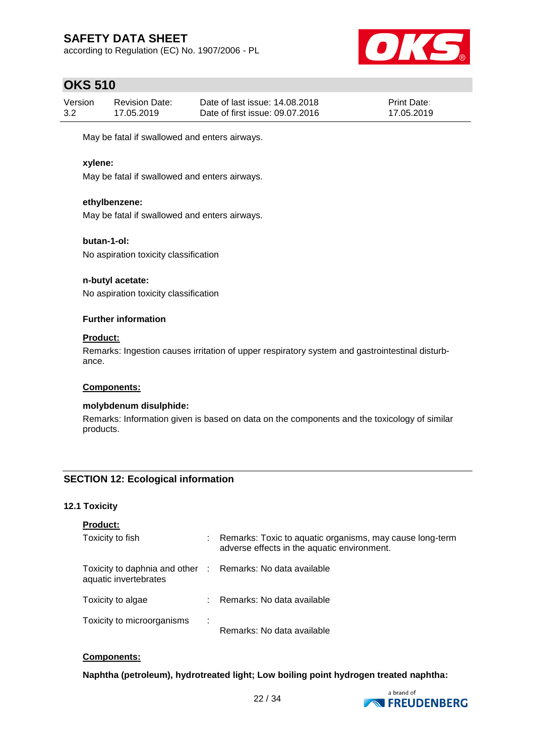May be fatal if swallowed and enters airways.

**xylene:**

May be fatal if swallowed and enters airways.

**ethylbenzene:**

May be fatal if swallowed and enters airways.

**butan-1-ol:**

No aspiration toxicity classification

**n-butyl acetate:**

No aspiration toxicity classification

**Further information**

**Product:**

Remarks: Ingestion causes irritation of upper respiratory system and gastrointestinal disturbance.

**Components:**

**molybdenum disulphide:**

Remarks: Information given is based on data on the components and the toxicology of similar products.

## SECTION 12: Ecological information

### 12.1 Toxicity

**Product:**

| | | |
|---|---|---|
| Toxicity to fish | : | Remarks: Toxic to aquatic organisms, may cause long-term adverse effects in the aquatic environment. |
| Toxicity to daphnia and other aquatic invertebrates | : | Remarks: No data available |
| Toxicity to algae | : | Remarks: No data available |
| Toxicity to microorganisms | : | Remarks: No data available |

**Components:**

**Naphtha (petroleum), hydrotreated light; Low boiling point hydrogen treated naphtha:**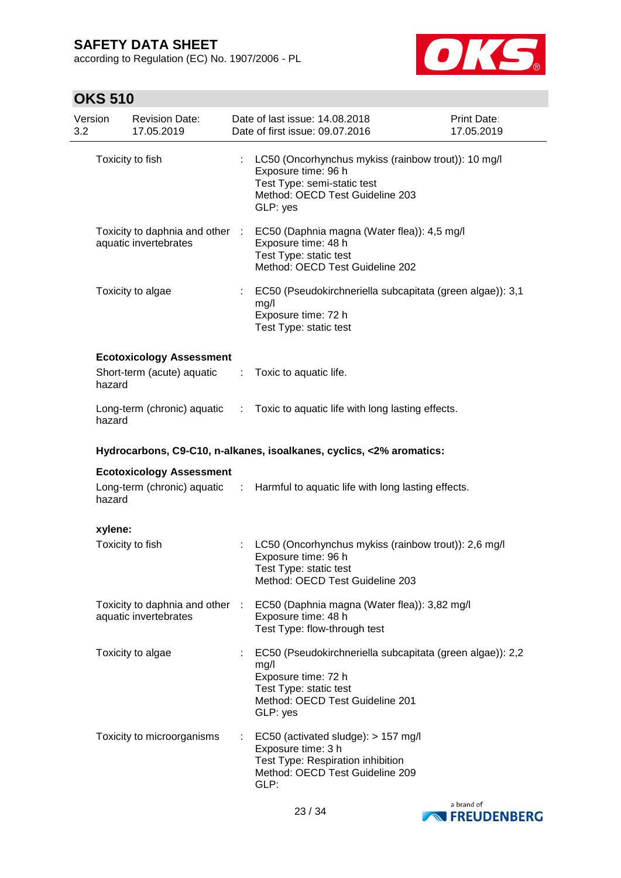| | |
|---|---|
| Toxicity to fish | : LC50 (Oncorhynchus mykiss (rainbow trout)): 10 mg/l<br>Exposure time: 96 h<br>Test Type: semi-static test<br>Method: OECD Test Guideline 203<br>GLP: yes |
| Toxicity to daphnia and other aquatic invertebrates | : EC50 (Daphnia magna (Water flea)): 4,5 mg/l<br>Exposure time: 48 h<br>Test Type: static test<br>Method: OECD Test Guideline 202 |
| Toxicity to algae | : EC50 (Pseudokirchneriella subcapitata (green algae)): 3,1 mg/l<br>Exposure time: 72 h<br>Test Type: static test |

**Ecotoxicology Assessment**

| | |
|---|---|
| Short-term (acute) aquatic hazard | : Toxic to aquatic life. |
| Long-term (chronic) aquatic hazard | : Toxic to aquatic life with long lasting effects. |

**Hydrocarbons, C9-C10, n-alkanes, isoalkanes, cyclics, <2% aromatics:**

**Ecotoxicology Assessment**

| | |
|---|---|
| Long-term (chronic) aquatic hazard | : Harmful to aquatic life with long lasting effects. |

**xylene:**

| | |
|---|---|
| Toxicity to fish | : LC50 (Oncorhynchus mykiss (rainbow trout)): 2,6 mg/l<br>Exposure time: 96 h<br>Test Type: static test<br>Method: OECD Test Guideline 203 |
| Toxicity to daphnia and other aquatic invertebrates | : EC50 (Daphnia magna (Water flea)): 3,82 mg/l<br>Exposure time: 48 h<br>Test Type: flow-through test |
| Toxicity to algae | : EC50 (Pseudokirchneriella subcapitata (green algae)): 2,2 mg/l<br>Exposure time: 72 h<br>Test Type: static test<br>Method: OECD Test Guideline 201<br>GLP: yes |
| Toxicity to microorganisms | : EC50 (activated sludge): > 157 mg/l<br>Exposure time: 3 h<br>Test Type: Respiration inhibition<br>Method: OECD Test Guideline 209<br>GLP: |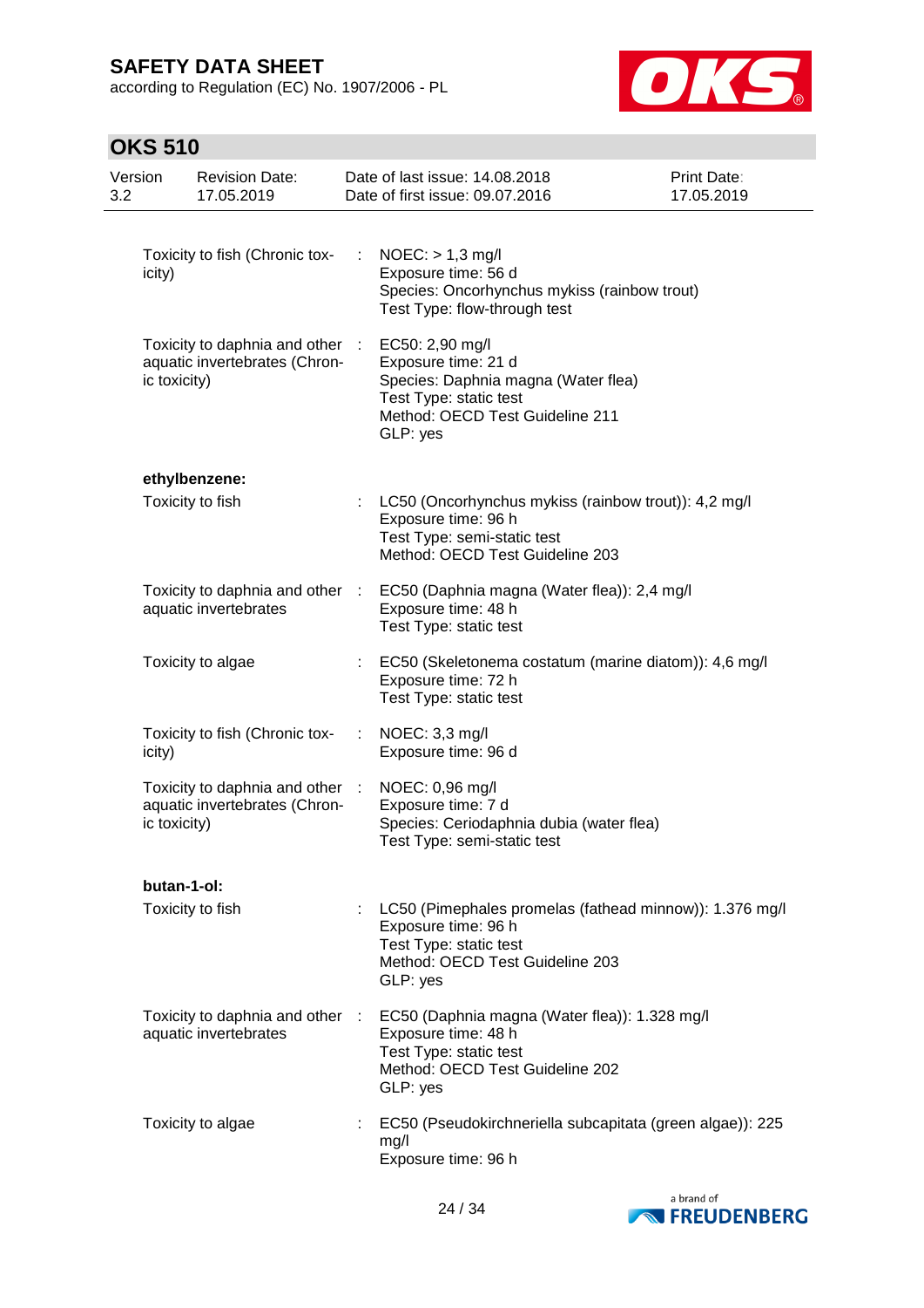| | | |
|---|---|---|
| Toxicity to fish (Chronic toxicity) | : | NOEC: > 1,3 mg/l<br>Exposure time: 56 d<br>Species: Oncorhynchus mykiss (rainbow trout)<br>Test Type: flow-through test |
| Toxicity to daphnia and other aquatic invertebrates (Chronic toxicity) | : | EC50: 2,90 mg/l<br>Exposure time: 21 d<br>Species: Daphnia magna (Water flea)<br>Test Type: static test<br>Method: OECD Test Guideline 211<br>GLP: yes |

**ethylbenzene:**

| | | |
|---|---|---|
| Toxicity to fish | : | LC50 (Oncorhynchus mykiss (rainbow trout)): 4,2 mg/l<br>Exposure time: 96 h<br>Test Type: semi-static test<br>Method: OECD Test Guideline 203 |
| Toxicity to daphnia and other aquatic invertebrates | : | EC50 (Daphnia magna (Water flea)): 2,4 mg/l<br>Exposure time: 48 h<br>Test Type: static test |
| Toxicity to algae | : | EC50 (Skeletonema costatum (marine diatom)): 4,6 mg/l<br>Exposure time: 72 h<br>Test Type: static test |
| Toxicity to fish (Chronic toxicity) | : | NOEC: 3,3 mg/l<br>Exposure time: 96 d |
| Toxicity to daphnia and other aquatic invertebrates (Chronic toxicity) | : | NOEC: 0,96 mg/l<br>Exposure time: 7 d<br>Species: Ceriodaphnia dubia (water flea)<br>Test Type: semi-static test |

**butan-1-ol:**

| | | |
|---|---|---|
| Toxicity to fish | : | LC50 (Pimephales promelas (fathead minnow)): 1.376 mg/l<br>Exposure time: 96 h<br>Test Type: static test<br>Method: OECD Test Guideline 203<br>GLP: yes |
| Toxicity to daphnia and other aquatic invertebrates | : | EC50 (Daphnia magna (Water flea)): 1.328 mg/l<br>Exposure time: 48 h<br>Test Type: static test<br>Method: OECD Test Guideline 202<br>GLP: yes |
| Toxicity to algae | : | EC50 (Pseudokirchneriella subcapitata (green algae)): 225 mg/l<br>Exposure time: 96 h |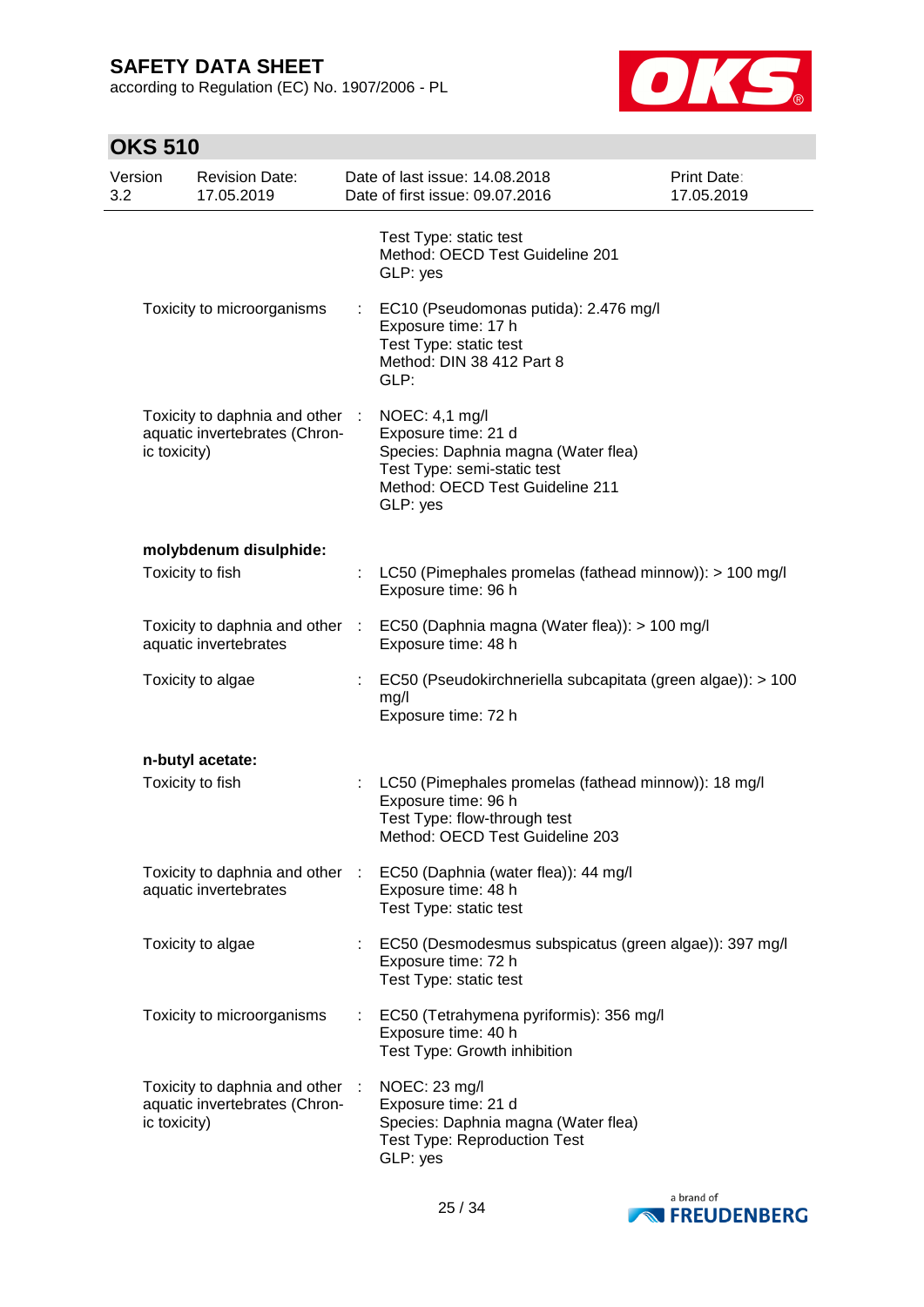Test Type: static test
Method: OECD Test Guideline 201
GLP: yes

Toxicity to microorganisms : EC10 (Pseudomonas putida): 2.476 mg/l
Exposure time: 17 h
Test Type: static test
Method: DIN 38 412 Part 8
GLP:

Toxicity to daphnia and other aquatic invertebrates (Chronic toxicity) : NOEC: 4,1 mg/l
Exposure time: 21 d
Species: Daphnia magna (Water flea)
Test Type: semi-static test
Method: OECD Test Guideline 211
GLP: yes

**molybdenum disulphide:**

Toxicity to fish : LC50 (Pimephales promelas (fathead minnow)): > 100 mg/l
Exposure time: 96 h

Toxicity to daphnia and other aquatic invertebrates : EC50 (Daphnia magna (Water flea)): > 100 mg/l
Exposure time: 48 h

Toxicity to algae : EC50 (Pseudokirchneriella subcapitata (green algae)): > 100 mg/l
Exposure time: 72 h

**n-butyl acetate:**

Toxicity to fish : LC50 (Pimephales promelas (fathead minnow)): 18 mg/l
Exposure time: 96 h
Test Type: flow-through test
Method: OECD Test Guideline 203

Toxicity to daphnia and other aquatic invertebrates : EC50 (Daphnia (water flea)): 44 mg/l
Exposure time: 48 h
Test Type: static test

Toxicity to algae : EC50 (Desmodesmus subspicatus (green algae)): 397 mg/l
Exposure time: 72 h
Test Type: static test

Toxicity to microorganisms : EC50 (Tetrahymena pyriformis): 356 mg/l
Exposure time: 40 h
Test Type: Growth inhibition

Toxicity to daphnia and other aquatic invertebrates (Chronic toxicity) : NOEC: 23 mg/l
Exposure time: 21 d
Species: Daphnia magna (Water flea)
Test Type: Reproduction Test
GLP: yes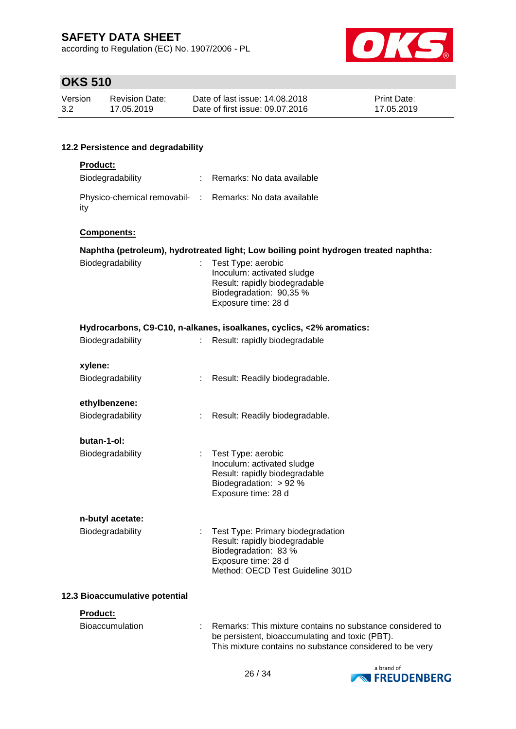### 12.2 Persistence and degradability

**Product:**

| | |
|---|---|
| Biodegradability | : Remarks: No data available |
| Physico-chemical removability | : Remarks: No data available |

**Components:**

**Naphtha (petroleum), hydrotreated light; Low boiling point hydrogen treated naphtha:**

| | |
|---|---|
| Biodegradability | : Test Type: aerobic<br>Inoculum: activated sludge<br>Result: rapidly biodegradable<br>Biodegradation: 90,35 %<br>Exposure time: 28 d |

**Hydrocarbons, C9-C10, n-alkanes, isoalkanes, cyclics, <2% aromatics:**

| | |
|---|---|
| Biodegradability | : Result: rapidly biodegradable |

**xylene:**

| | |
|---|---|
| Biodegradability | : Result: Readily biodegradable. |

**ethylbenzene:**

| | |
|---|---|
| Biodegradability | : Result: Readily biodegradable. |

**butan-1-ol:**

| | |
|---|---|
| Biodegradability | : Test Type: aerobic<br>Inoculum: activated sludge<br>Result: rapidly biodegradable<br>Biodegradation: > 92 %<br>Exposure time: 28 d |

**n-butyl acetate:**

| | |
|---|---|
| Biodegradability | : Test Type: Primary biodegradation<br>Result: rapidly biodegradable<br>Biodegradation: 83 %<br>Exposure time: 28 d<br>Method: OECD Test Guideline 301D |

### 12.3 Bioaccumulative potential

**Product:**

| | |
|---|---|
| Bioaccumulation | : Remarks: This mixture contains no substance considered to be persistent, bioaccumulating and toxic (PBT).<br>This mixture contains no substance considered to be very |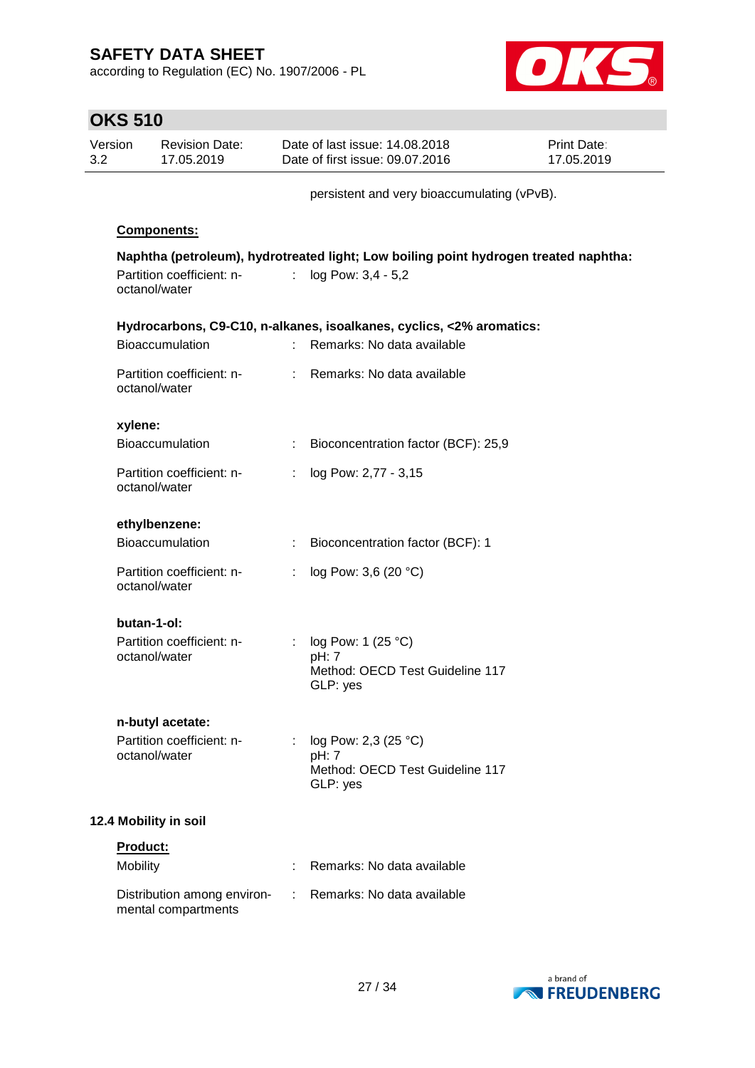persistent and very bioaccumulating (vPvB).

**Components:**

**Naphtha (petroleum), hydrotreated light; Low boiling point hydrogen treated naphtha:**

| | | |
|---|---|---|
| Partition coefficient: n-octanol/water | : | log Pow: 3,4 - 5,2 |

**Hydrocarbons, C9-C10, n-alkanes, isoalkanes, cyclics, <2% aromatics:**

| | | |
|---|---|---|
| Bioaccumulation | : | Remarks: No data available |
| Partition coefficient: n-octanol/water | : | Remarks: No data available |

**xylene:**

| | | |
|---|---|---|
| Bioaccumulation | : | Bioconcentration factor (BCF): 25,9 |
| Partition coefficient: n-octanol/water | : | log Pow: 2,77 - 3,15 |

**ethylbenzene:**

| | | |
|---|---|---|
| Bioaccumulation | : | Bioconcentration factor (BCF): 1 |
| Partition coefficient: n-octanol/water | : | log Pow: 3,6 (20 °C) |

**butan-1-ol:**

| | | |
|---|---|---|
| Partition coefficient: n-octanol/water | : | log Pow: 1 (25 °C)<br>pH: 7<br>Method: OECD Test Guideline 117<br>GLP: yes |

**n-butyl acetate:**

| | | |
|---|---|---|
| Partition coefficient: n-octanol/water | : | log Pow: 2,3 (25 °C)<br>pH: 7<br>Method: OECD Test Guideline 117<br>GLP: yes |

### 12.4 Mobility in soil

**Product:**

| | | |
|---|---|---|
| Mobility | : | Remarks: No data available |
| Distribution among environmental compartments | : | Remarks: No data available |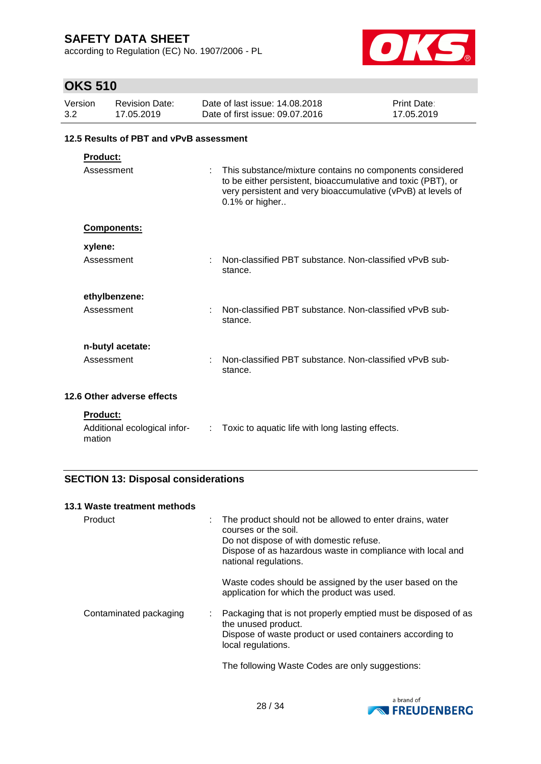### 12.5 Results of PBT and vPvB assessment

**Product:**

Assessment : This substance/mixture contains no components considered to be either persistent, bioaccumulative and toxic (PBT), or very persistent and very bioaccumulative (vPvB) at levels of 0.1% or higher..

**Components:**

**xylene:**

Assessment : Non-classified PBT substance. Non-classified vPvB substance.

**ethylbenzene:**

Assessment : Non-classified PBT substance. Non-classified vPvB substance.

**n-butyl acetate:**

Assessment : Non-classified PBT substance. Non-classified vPvB substance.

### 12.6 Other adverse effects

**Product:**

Additional ecological information : Toxic to aquatic life with long lasting effects.

## SECTION 13: Disposal considerations

### 13.1 Waste treatment methods

Product : The product should not be allowed to enter drains, water courses or the soil.
Do not dispose of with domestic refuse.
Dispose of as hazardous waste in compliance with local and national regulations.

Waste codes should be assigned by the user based on the application for which the product was used.

Contaminated packaging : Packaging that is not properly emptied must be disposed of as the unused product.
Dispose of waste product or used containers according to local regulations.

The following Waste Codes are only suggestions: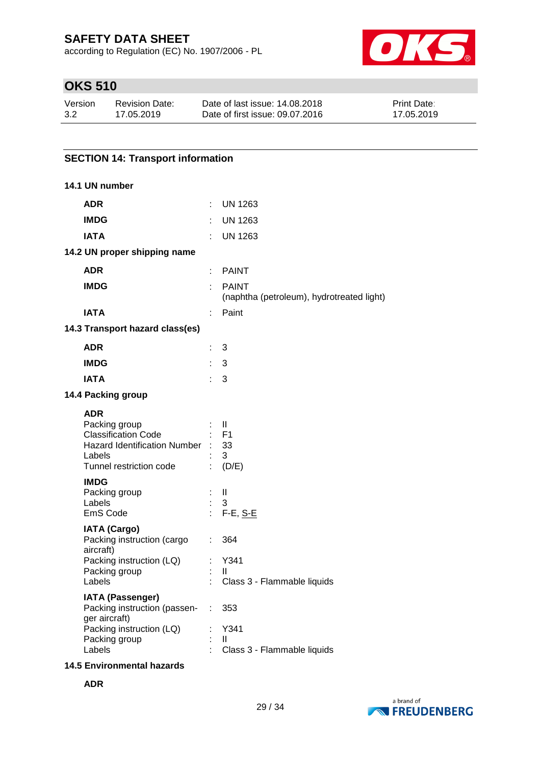## SECTION 14: Transport information

### 14.1 UN number

| | | |
|---|---|---|
| **ADR** | : | UN 1263 |
| **IMDG** | : | UN 1263 |
| **IATA** | : | UN 1263 |

### 14.2 UN proper shipping name

| | | |
|---|---|---|
| **ADR** | : | PAINT |
| **IMDG** | : | PAINT<br>(naphtha (petroleum), hydrotreated light) |
| **IATA** | : | Paint |

### 14.3 Transport hazard class(es)

| | | |
|---|---|---|
| **ADR** | : | 3 |
| **IMDG** | : | 3 |
| **IATA** | : | 3 |

### 14.4 Packing group

**ADR**

| | | |
|---|---|---|
| Packing group | : | II |
| Classification Code | : | F1 |
| Hazard Identification Number | : | 33 |
| Labels | : | 3 |
| Tunnel restriction code | : | (D/E) |

**IMDG**

| | | |
|---|---|---|
| Packing group | : | II |
| Labels | : | 3 |
| EmS Code | : | F-E, S-E |

**IATA (Cargo)**

| | | |
|---|---|---|
| Packing instruction (cargo aircraft) | : | 364 |
| Packing instruction (LQ) | : | Y341 |
| Packing group | : | II |
| Labels | : | Class 3 - Flammable liquids |

**IATA (Passenger)**

| | | |
|---|---|---|
| Packing instruction (passenger aircraft) | : | 353 |
| Packing instruction (LQ) | : | Y341 |
| Packing group | : | II |
| Labels | : | Class 3 - Flammable liquids |

### 14.5 Environmental hazards

**ADR**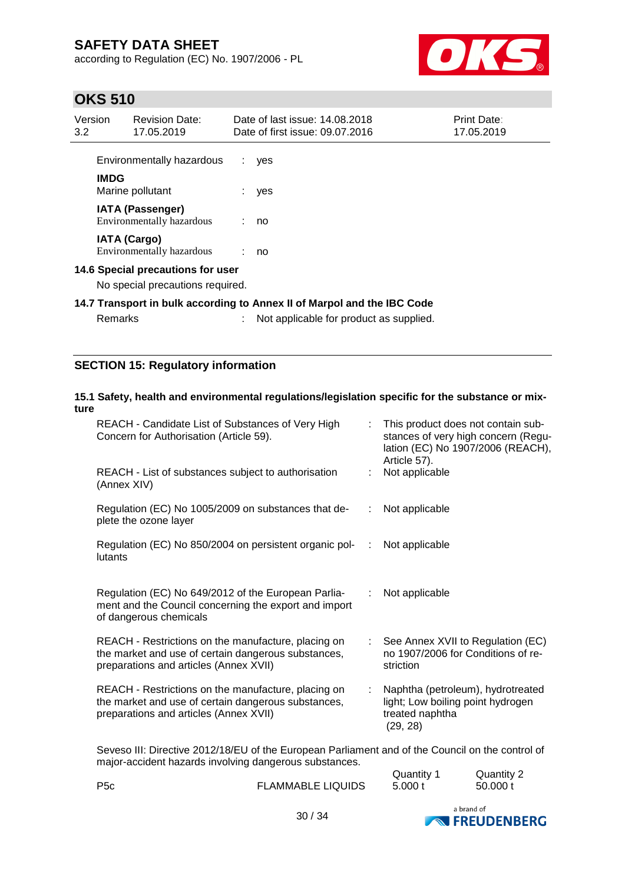Environmentally hazardous : yes

**IMDG**
Marine pollutant : yes

**IATA (Passenger)**
Environmentally hazardous : no

**IATA (Cargo)**
Environmentally hazardous : no

### 14.6 Special precautions for user

No special precautions required.

### 14.7 Transport in bulk according to Annex II of Marpol and the IBC Code

Remarks : Not applicable for product as supplied.

## SECTION 15: Regulatory information

### 15.1 Safety, health and environmental regulations/legislation specific for the substance or mixture

| | | |
|---|---|---|
| REACH - Candidate List of Substances of Very High Concern for Authorisation (Article 59). | : | This product does not contain substances of very high concern (Regulation (EC) No 1907/2006 (REACH), Article 57). |
| REACH - List of substances subject to authorisation (Annex XIV) | : | Not applicable |
| Regulation (EC) No 1005/2009 on substances that deplete the ozone layer | : | Not applicable |
| Regulation (EC) No 850/2004 on persistent organic pollutants | : | Not applicable |
| Regulation (EC) No 649/2012 of the European Parliament and the Council concerning the export and import of dangerous chemicals | : | Not applicable |
| REACH - Restrictions on the manufacture, placing on the market and use of certain dangerous substances, preparations and articles (Annex XVII) | : | See Annex XVII to Regulation (EC) no 1907/2006 for Conditions of restriction |
| REACH - Restrictions on the manufacture, placing on the market and use of certain dangerous substances, preparations and articles (Annex XVII) | : | Naphtha (petroleum), hydrotreated light; Low boiling point hydrogen treated naphtha (29, 28) |

Seveso III: Directive 2012/18/EU of the European Parliament and of the Council on the control of major-accident hazards involving dangerous substances.

| | | Quantity 1 | Quantity 2 |
|---|---|---|---|
| P5c | FLAMMABLE LIQUIDS | 5.000 t | 50.000 t |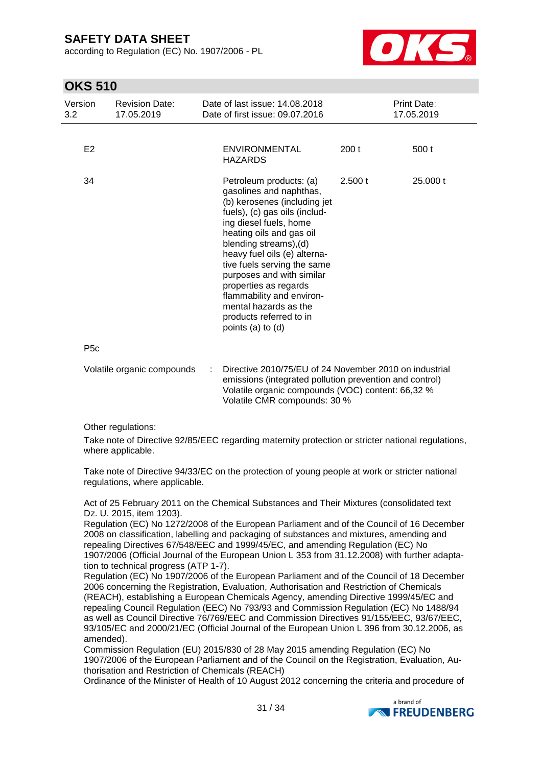| | | | |
|---|---|---|---|
| E2 | ENVIRONMENTAL HAZARDS | 200 t | 500 t |
| 34 | Petroleum products: (a) gasolines and naphthas, (b) kerosenes (including jet fuels), (c) gas oils (including diesel fuels, home heating oils and gas oil blending streams),(d) heavy fuel oils (e) alternative fuels serving the same purposes and with similar properties as regards flammability and environmental hazards as the products referred to in points (a) to (d) | 2.500 t | 25.000 t |
| P5c | | | |

Volatile organic compounds : Directive 2010/75/EU of 24 November 2010 on industrial emissions (integrated pollution prevention and control)
Volatile organic compounds (VOC) content: 66,32 %
Volatile CMR compounds: 30 %

Other regulations:

Take note of Directive 92/85/EEC regarding maternity protection or stricter national regulations, where applicable.

Take note of Directive 94/33/EC on the protection of young people at work or stricter national regulations, where applicable.

Act of 25 February 2011 on the Chemical Substances and Their Mixtures (consolidated text Dz. U. 2015, item 1203).
Regulation (EC) No 1272/2008 of the European Parliament and of the Council of 16 December 2008 on classification, labelling and packaging of substances and mixtures, amending and repealing Directives 67/548/EEC and 1999/45/EC, and amending Regulation (EC) No 1907/2006 (Official Journal of the European Union L 353 from 31.12.2008) with further adaptation to technical progress (ATP 1-7).
Regulation (EC) No 1907/2006 of the European Parliament and of the Council of 18 December 2006 concerning the Registration, Evaluation, Authorisation and Restriction of Chemicals (REACH), establishing a European Chemicals Agency, amending Directive 1999/45/EC and repealing Council Regulation (EEC) No 793/93 and Commission Regulation (EC) No 1488/94 as well as Council Directive 76/769/EEC and Commission Directives 91/155/EEC, 93/67/EEC, 93/105/EC and 2000/21/EC (Official Journal of the European Union L 396 from 30.12.2006, as amended).
Commission Regulation (EU) 2015/830 of 28 May 2015 amending Regulation (EC) No 1907/2006 of the European Parliament and of the Council on the Registration, Evaluation, Authorisation and Restriction of Chemicals (REACH)
Ordinance of the Minister of Health of 10 August 2012 concerning the criteria and procedure of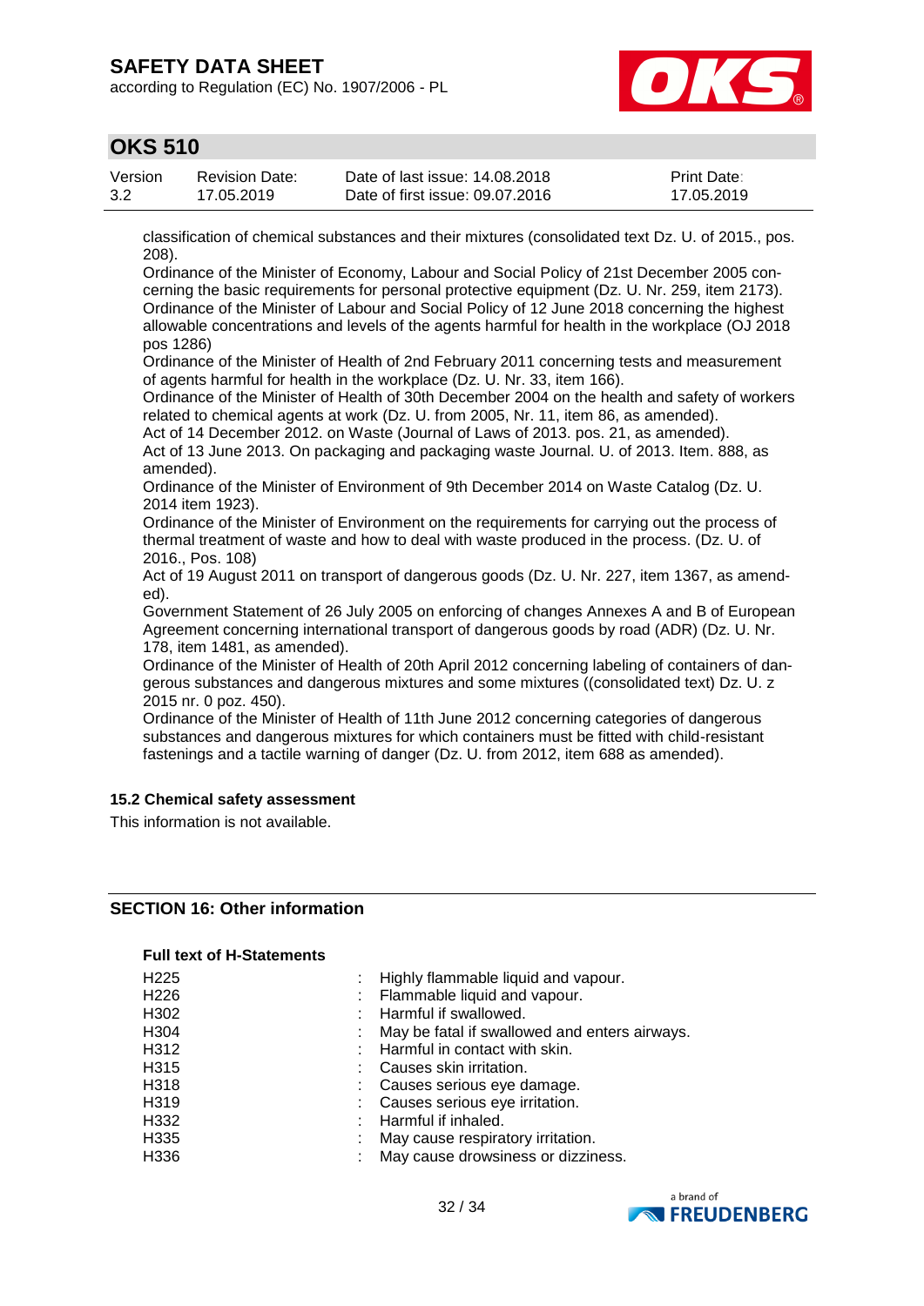classification of chemical substances and their mixtures (consolidated text Dz. U. of 2015., pos. 208).
Ordinance of the Minister of Economy, Labour and Social Policy of 21st December 2005 concerning the basic requirements for personal protective equipment (Dz. U. Nr. 259, item 2173).
Ordinance of the Minister of Labour and Social Policy of 12 June 2018 concerning the highest allowable concentrations and levels of the agents harmful for health in the workplace (OJ 2018 pos 1286)
Ordinance of the Minister of Health of 2nd February 2011 concerning tests and measurement of agents harmful for health in the workplace (Dz. U. Nr. 33, item 166).
Ordinance of the Minister of Health of 30th December 2004 on the health and safety of workers related to chemical agents at work (Dz. U. from 2005, Nr. 11, item 86, as amended).
Act of 14 December 2012. on Waste (Journal of Laws of 2013. pos. 21, as amended).
Act of 13 June 2013. On packaging and packaging waste Journal. U. of 2013. Item. 888, as amended).
Ordinance of the Minister of Environment of 9th December 2014 on Waste Catalog (Dz. U. 2014 item 1923).
Ordinance of the Minister of Environment on the requirements for carrying out the process of thermal treatment of waste and how to deal with waste produced in the process. (Dz. U. of 2016., Pos. 108)
Act of 19 August 2011 on transport of dangerous goods (Dz. U. Nr. 227, item 1367, as amended).
Government Statement of 26 July 2005 on enforcing of changes Annexes A and B of European Agreement concerning international transport of dangerous goods by road (ADR) (Dz. U. Nr. 178, item 1481, as amended).
Ordinance of the Minister of Health of 20th April 2012 concerning labeling of containers of dangerous substances and dangerous mixtures and some mixtures ((consolidated text) Dz. U. z 2015 nr. 0 poz. 450).
Ordinance of the Minister of Health of 11th June 2012 concerning categories of dangerous substances and dangerous mixtures for which containers must be fitted with child-resistant fastenings and a tactile warning of danger (Dz. U. from 2012, item 688 as amended).

### 15.2 Chemical safety assessment

This information is not available.

## SECTION 16: Other information

**Full text of H-Statements**

| | |
|---|---|
| H225 | : Highly flammable liquid and vapour. |
| H226 | : Flammable liquid and vapour. |
| H302 | : Harmful if swallowed. |
| H304 | : May be fatal if swallowed and enters airways. |
| H312 | : Harmful in contact with skin. |
| H315 | : Causes skin irritation. |
| H318 | : Causes serious eye damage. |
| H319 | : Causes serious eye irritation. |
| H332 | : Harmful if inhaled. |
| H335 | : May cause respiratory irritation. |
| H336 | : May cause drowsiness or dizziness. |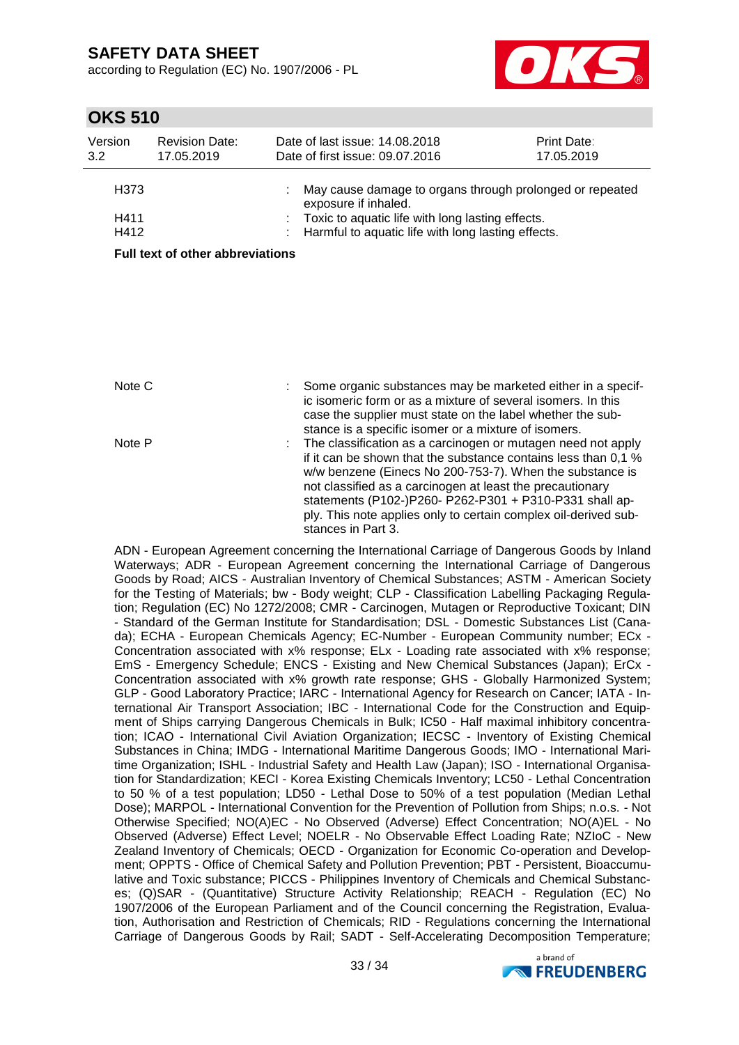| | | |
|---|---|---|
| H373 | : | May cause damage to organs through prolonged or repeated exposure if inhaled. |
| H411 | : | Toxic to aquatic life with long lasting effects. |
| H412 | : | Harmful to aquatic life with long lasting effects. |

**Full text of other abbreviations**

| | | |
|---|---|---|
| Note C | : | Some organic substances may be marketed either in a specific isomeric form or as a mixture of several isomers. In this case the supplier must state on the label whether the substance is a specific isomer or a mixture of isomers. |
| Note P | : | The classification as a carcinogen or mutagen need not apply if it can be shown that the substance contains less than 0,1 % w/w benzene (Einecs No 200-753-7). When the substance is not classified as a carcinogen at least the precautionary statements (P102-)P260- P262-P301 + P310-P331 shall apply. This note applies only to certain complex oil-derived substances in Part 3. |

ADN - European Agreement concerning the International Carriage of Dangerous Goods by Inland Waterways; ADR - European Agreement concerning the International Carriage of Dangerous Goods by Road; AICS - Australian Inventory of Chemical Substances; ASTM - American Society for the Testing of Materials; bw - Body weight; CLP - Classification Labelling Packaging Regulation; Regulation (EC) No 1272/2008; CMR - Carcinogen, Mutagen or Reproductive Toxicant; DIN - Standard of the German Institute for Standardisation; DSL - Domestic Substances List (Canada); ECHA - European Chemicals Agency; EC-Number - European Community number; ECx - Concentration associated with x% response; ELx - Loading rate associated with x% response; EmS - Emergency Schedule; ENCS - Existing and New Chemical Substances (Japan); ErCx - Concentration associated with x% growth rate response; GHS - Globally Harmonized System; GLP - Good Laboratory Practice; IARC - International Agency for Research on Cancer; IATA - International Air Transport Association; IBC - International Code for the Construction and Equipment of Ships carrying Dangerous Chemicals in Bulk; IC50 - Half maximal inhibitory concentration; ICAO - International Civil Aviation Organization; IECSC - Inventory of Existing Chemical Substances in China; IMDG - International Maritime Dangerous Goods; IMO - International Maritime Organization; ISHL - Industrial Safety and Health Law (Japan); ISO - International Organisation for Standardization; KECI - Korea Existing Chemicals Inventory; LC50 - Lethal Concentration to 50 % of a test population; LD50 - Lethal Dose to 50% of a test population (Median Lethal Dose); MARPOL - International Convention for the Prevention of Pollution from Ships; n.o.s. - Not Otherwise Specified; NO(A)EC - No Observed (Adverse) Effect Concentration; NO(A)EL - No Observed (Adverse) Effect Level; NOELR - No Observable Effect Loading Rate; NZIoC - New Zealand Inventory of Chemicals; OECD - Organization for Economic Co-operation and Development; OPPTS - Office of Chemical Safety and Pollution Prevention; PBT - Persistent, Bioaccumulative and Toxic substance; PICCS - Philippines Inventory of Chemicals and Chemical Substances; (Q)SAR - (Quantitative) Structure Activity Relationship; REACH - Regulation (EC) No 1907/2006 of the European Parliament and of the Council concerning the Registration, Evaluation, Authorisation and Restriction of Chemicals; RID - Regulations concerning the International Carriage of Dangerous Goods by Rail; SADT - Self-Accelerating Decomposition Temperature;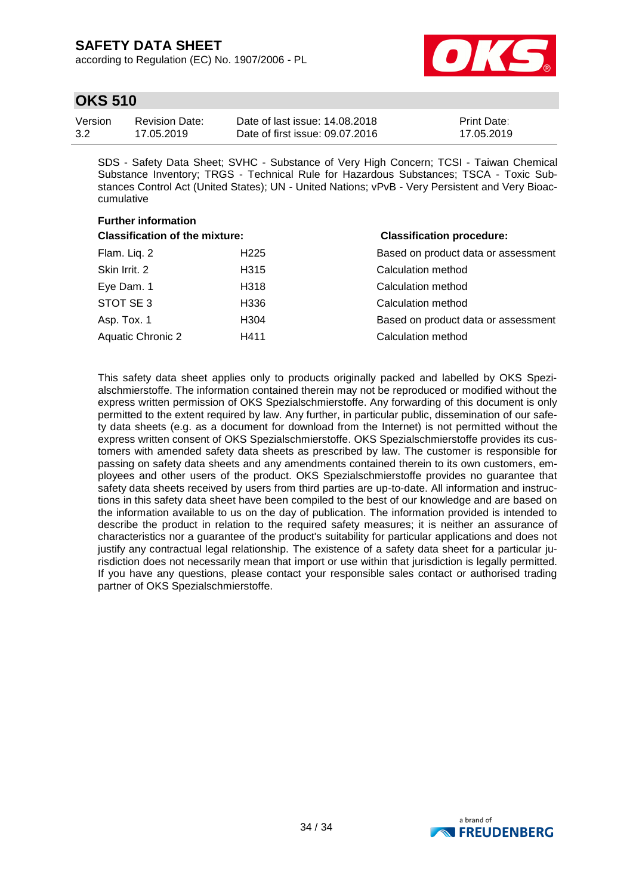SDS - Safety Data Sheet; SVHC - Substance of Very High Concern; TCSI - Taiwan Chemical Substance Inventory; TRGS - Technical Rule for Hazardous Substances; TSCA - Toxic Substances Control Act (United States); UN - United Nations; vPvB - Very Persistent and Very Bioaccumulative

**Further information**

| **Classification of the mixture:** | | **Classification procedure:** |
|---|---|---|
| Flam. Liq. 2 | H225 | Based on product data or assessment |
| Skin Irrit. 2 | H315 | Calculation method |
| Eye Dam. 1 | H318 | Calculation method |
| STOT SE 3 | H336 | Calculation method |
| Asp. Tox. 1 | H304 | Based on product data or assessment |
| Aquatic Chronic 2 | H411 | Calculation method |

This safety data sheet applies only to products originally packed and labelled by OKS Spezialschmierstoffe. The information contained therein may not be reproduced or modified without the express written permission of OKS Spezialschmierstoffe. Any forwarding of this document is only permitted to the extent required by law. Any further, in particular public, dissemination of our safety data sheets (e.g. as a document for download from the Internet) is not permitted without the express written consent of OKS Spezialschmierstoffe. OKS Spezialschmierstoffe provides its customers with amended safety data sheets as prescribed by law. The customer is responsible for passing on safety data sheets and any amendments contained therein to its own customers, employees and other users of the product. OKS Spezialschmierstoffe provides no guarantee that safety data sheets received by users from third parties are up-to-date. All information and instructions in this safety data sheet have been compiled to the best of our knowledge and are based on the information available to us on the day of publication. The information provided is intended to describe the product in relation to the required safety measures; it is neither an assurance of characteristics nor a guarantee of the product's suitability for particular applications and does not justify any contractual legal relationship. The existence of a safety data sheet for a particular jurisdiction does not necessarily mean that import or use within that jurisdiction is legally permitted. If you have any questions, please contact your responsible sales contact or authorised trading partner of OKS Spezialschmierstoffe.